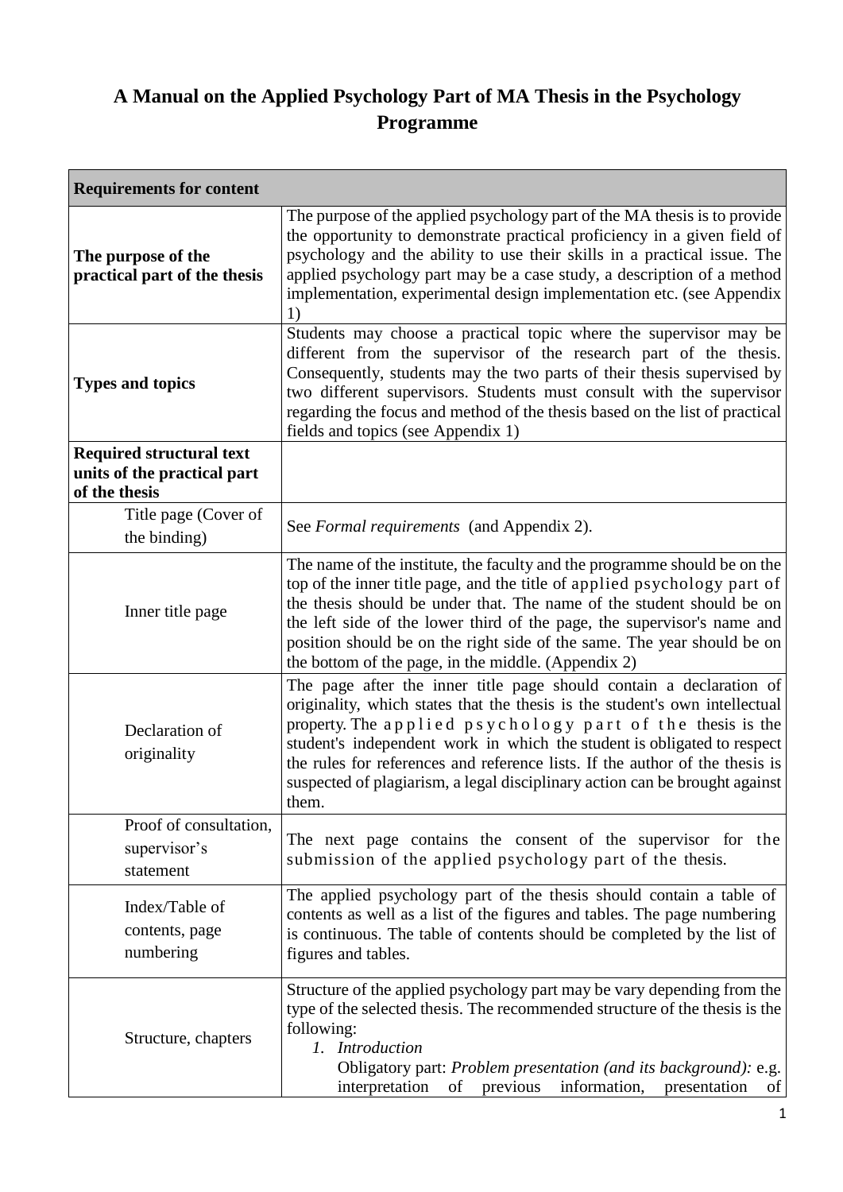# A Manual on the Applied Psychology Part of MA Thesis in the Psychology Programme

| **Requirements for content** | |
|---|---|
| **The purpose of the practical part of the thesis** | The purpose of the applied psychology part of the MA thesis is to provide the opportunity to demonstrate practical proficiency in a given field of psychology and the ability to use their skills in a practical issue. The applied psychology part may be a case study, a description of a method implementation, experimental design implementation etc. (see Appendix 1) |
| **Types and topics** | Students may choose a practical topic where the supervisor may be different from the supervisor of the research part of the thesis. Consequently, students may the two parts of their thesis supervised by two different supervisors. Students must consult with the supervisor regarding the focus and method of the thesis based on the list of practical fields and topics (see Appendix 1) |
| **Required structural text units of the practical part of the thesis** | |
| Title page (Cover of the binding) | See *Formal requirements* (and Appendix 2). |
| Inner title page | The name of the institute, the faculty and the programme should be on the top of the inner title page, and the title of applied psychology part of the thesis should be under that. The name of the student should be on the left side of the lower third of the page, the supervisor's name and position should be on the right side of the same. The year should be on the bottom of the page, in the middle. (Appendix 2) |
| Declaration of originality | The page after the inner title page should contain a declaration of originality, which states that the thesis is the student's own intellectual property. The applied psychology part of the thesis is the student's independent work in which the student is obligated to respect the rules for references and reference lists. If the author of the thesis is suspected of plagiarism, a legal disciplinary action can be brought against them. |
| Proof of consultation, supervisor's statement | The next page contains the consent of the supervisor for the submission of the applied psychology part of the thesis. |
| Index/Table of contents, page numbering | The applied psychology part of the thesis should contain a table of contents as well as a list of the figures and tables. The page numbering is continuous. The table of contents should be completed by the list of figures and tables. |
| Structure, chapters | Structure of the applied psychology part may be vary depending from the type of the selected thesis. The recommended structure of the thesis is the following:<br>1. *Introduction*<br>Obligatory part: *Problem presentation (and its background):* e.g. interpretation of previous information, presentation of |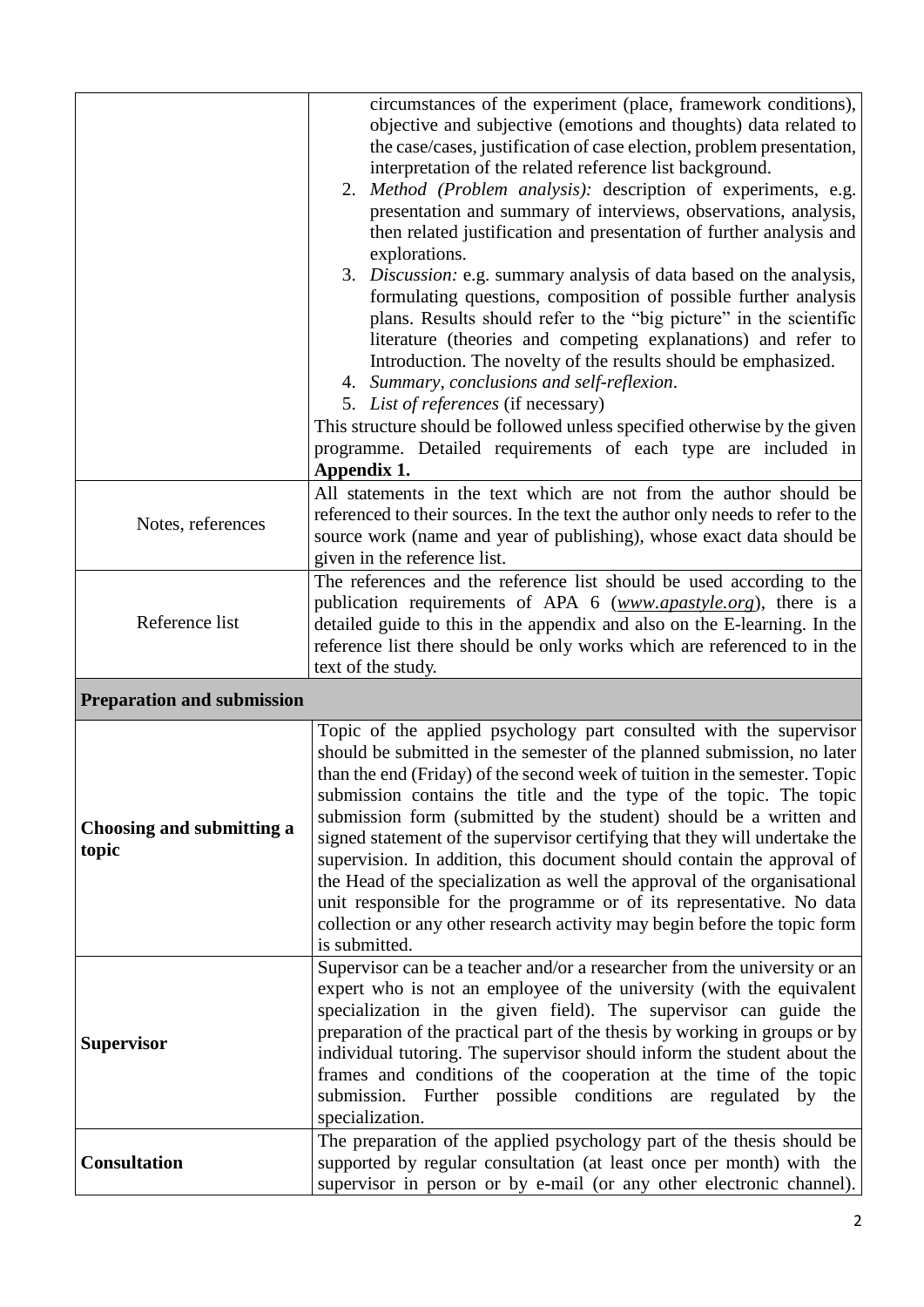| | |
|---|---|
| | circumstances of the experiment (place, framework conditions), objective and subjective (emotions and thoughts) data related to the case/cases, justification of case election, problem presentation, interpretation of the related reference list background.<br>2. *Method (Problem analysis):* description of experiments, e.g. presentation and summary of interviews, observations, analysis, then related justification and presentation of further analysis and explorations.<br>3. *Discussion:* e.g. summary analysis of data based on the analysis, formulating questions, composition of possible further analysis plans. Results should refer to the "big picture" in the scientific literature (theories and competing explanations) and refer to Introduction. The novelty of the results should be emphasized.<br>4. *Summary, conclusions and self-reflexion*.<br>5. *List of references* (if necessary)<br>This structure should be followed unless specified otherwise by the given programme. Detailed requirements of each type are included in **Appendix 1.** |
| Notes, references | All statements in the text which are not from the author should be referenced to their sources. In the text the author only needs to refer to the source work (name and year of publishing), whose exact data should be given in the reference list. |
| Reference list | The references and the reference list should be used according to the publication requirements of APA 6 (*www.apastyle.org*), there is a detailed guide to this in the appendix and also on the E-learning. In the reference list there should be only works which are referenced to in the text of the study. |
| **Preparation and submission** | |
| **Choosing and submitting a topic** | Topic of the applied psychology part consulted with the supervisor should be submitted in the semester of the planned submission, no later than the end (Friday) of the second week of tuition in the semester. Topic submission contains the title and the type of the topic. The topic submission form (submitted by the student) should be a written and signed statement of the supervisor certifying that they will undertake the supervision. In addition, this document should contain the approval of the Head of the specialization as well the approval of the organisational unit responsible for the programme or of its representative. No data collection or any other research activity may begin before the topic form is submitted. |
| **Supervisor** | Supervisor can be a teacher and/or a researcher from the university or an expert who is not an employee of the university (with the equivalent specialization in the given field). The supervisor can guide the preparation of the practical part of the thesis by working in groups or by individual tutoring. The supervisor should inform the student about the frames and conditions of the cooperation at the time of the topic submission. Further possible conditions are regulated by the specialization. |
| **Consultation** | The preparation of the applied psychology part of the thesis should be supported by regular consultation (at least once per month) with the supervisor in person or by e-mail (or any other electronic channel). |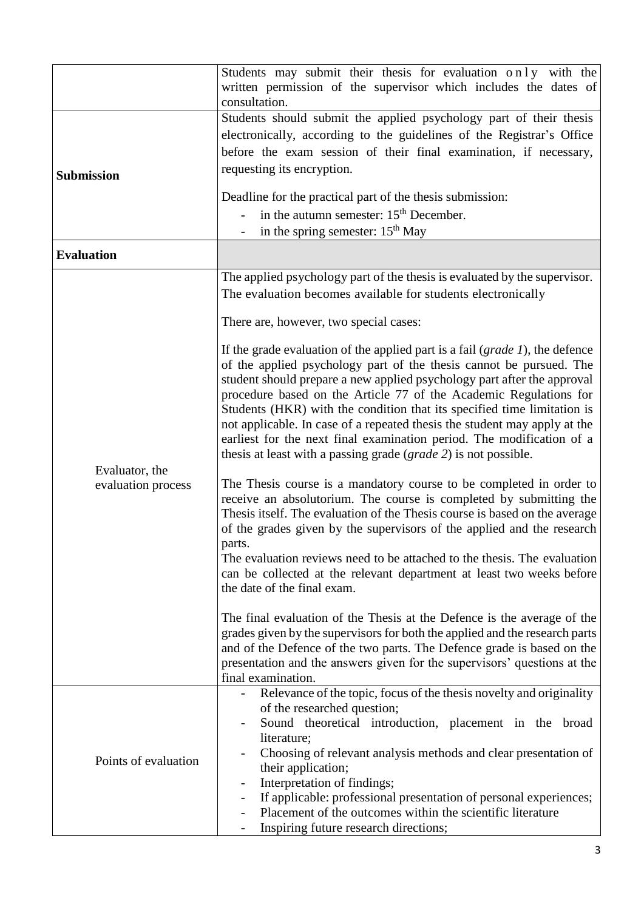| | |
|---|---|
| | Students may submit their thesis for evaluation **only** with the written permission of the supervisor which includes the dates of consultation. |
| **Submission** | Students should submit the applied psychology part of their thesis electronically, according to the guidelines of the Registrar's Office before the exam session of their final examination, if necessary, requesting its encryption.<br><br>Deadline for the practical part of the thesis submission:<br>- in the autumn semester: 15th December.<br>- in the spring semester: 15th May |
| **Evaluation** | |
| Evaluator, the evaluation process | The applied psychology part of the thesis is evaluated by the supervisor. The evaluation becomes available for students electronically<br><br>There are, however, two special cases:<br><br>If the grade evaluation of the applied part is a fail (*grade 1*), the defence of the applied psychology part of the thesis cannot be pursued. The student should prepare a new applied psychology part after the approval procedure based on the Article 77 of the Academic Regulations for Students (HKR) with the condition that its specified time limitation is not applicable. In case of a repeated thesis the student may apply at the earliest for the next final examination period. The modification of a thesis at least with a passing grade (*grade 2*) is not possible.<br><br>The Thesis course is a mandatory course to be completed in order to receive an absolutorium. The course is completed by submitting the Thesis itself. The evaluation of the Thesis course is based on the average of the grades given by the supervisors of the applied and the research parts.<br>The evaluation reviews need to be attached to the thesis. The evaluation can be collected at the relevant department at least two weeks before the date of the final exam.<br><br>The final evaluation of the Thesis at the Defence is the average of the grades given by the supervisors for both the applied and the research parts and of the Defence of the two parts. The Defence grade is based on the presentation and the answers given for the supervisors' questions at the final examination. |
| Points of evaluation | - Relevance of the topic, focus of the thesis novelty and originality of the researched question;<br>- Sound theoretical introduction, placement in the broad literature;<br>- Choosing of relevant analysis methods and clear presentation of their application;<br>- Interpretation of findings;<br>- If applicable: professional presentation of personal experiences;<br>- Placement of the outcomes within the scientific literature<br>- Inspiring future research directions; |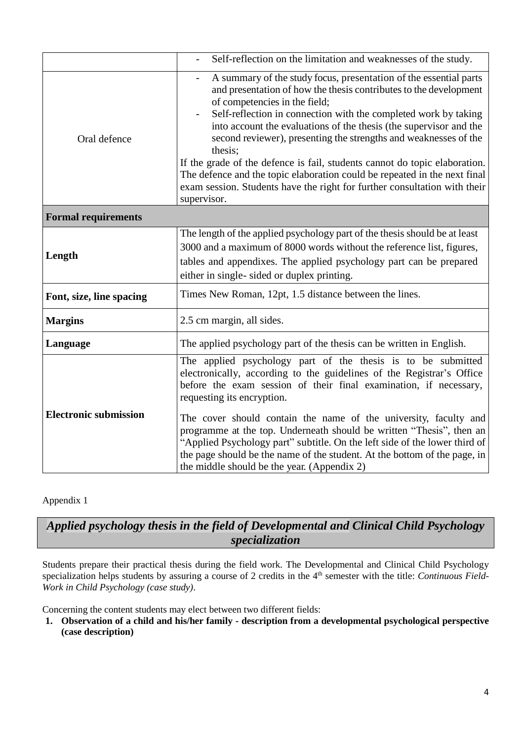| | |
|---|---|
| | - Self-reflection on the limitation and weaknesses of the study. |
| Oral defence | - A summary of the study focus, presentation of the essential parts and presentation of how the thesis contributes to the development of competencies in the field;<br>- Self-reflection in connection with the completed work by taking into account the evaluations of the thesis (the supervisor and the second reviewer), presenting the strengths and weaknesses of the thesis;<br>If the grade of the defence is fail, students cannot do topic elaboration. The defence and the topic elaboration could be repeated in the next final exam session. Students have the right for further consultation with their supervisor. |
| **Formal requirements** | |
| **Length** | The length of the applied psychology part of the thesis should be at least 3000 and a maximum of 8000 words without the reference list, figures, tables and appendixes. The applied psychology part can be prepared either in single- sided or duplex printing. |
| **Font, size, line spacing** | Times New Roman, 12pt, 1.5 distance between the lines. |
| **Margins** | 2.5 cm margin, all sides. |
| **Language** | The applied psychology part of the thesis can be written in English. |
| **Electronic submission** | The applied psychology part of the thesis is to be submitted electronically, according to the guidelines of the Registrar's Office before the exam session of their final examination, if necessary, requesting its encryption.<br><br>The cover should contain the name of the university, faculty and programme at the top. Underneath should be written "Thesis", then an "Applied Psychology part" subtitle. On the left side of the lower third of the page should be the name of the student. At the bottom of the page, in the middle should be the year. (Appendix 2) |

Appendix 1

## *Applied psychology thesis in the field of Developmental and Clinical Child Psychology specialization*

Students prepare their practical thesis during the field work. The Developmental and Clinical Child Psychology specialization helps students by assuring a course of 2 credits in the 4th semester with the title: *Continuous Field-Work in Child Psychology (case study)*.

Concerning the content students may elect between two different fields:

1. **Observation of a child and his/her family - description from a developmental psychological perspective (case description)**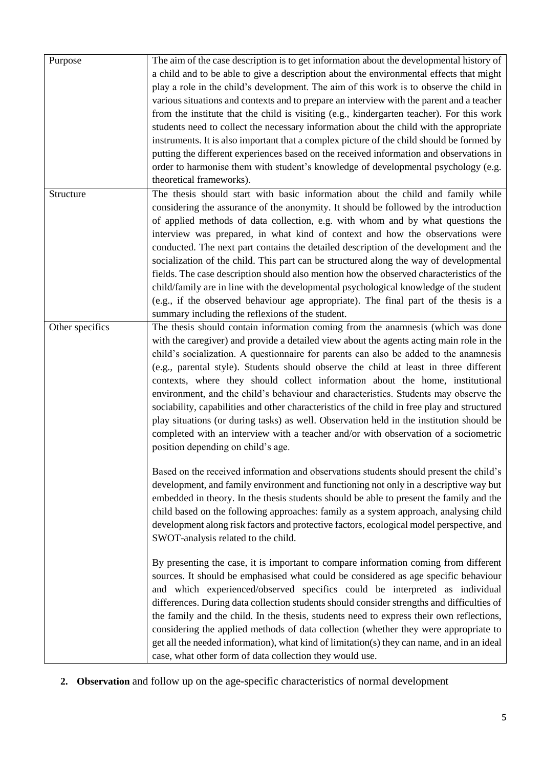| | |
|---|---|
| Purpose | The aim of the case description is to get information about the developmental history of a child and to be able to give a description about the environmental effects that might play a role in the child's development. The aim of this work is to observe the child in various situations and contexts and to prepare an interview with the parent and a teacher from the institute that the child is visiting (e.g., kindergarten teacher). For this work students need to collect the necessary information about the child with the appropriate instruments. It is also important that a complex picture of the child should be formed by putting the different experiences based on the received information and observations in order to harmonise them with student's knowledge of developmental psychology (e.g. theoretical frameworks). |
| Structure | The thesis should start with basic information about the child and family while considering the assurance of the anonymity. It should be followed by the introduction of applied methods of data collection, e.g. with whom and by what questions the interview was prepared, in what kind of context and how the observations were conducted. The next part contains the detailed description of the development and the socialization of the child. This part can be structured along the way of developmental fields. The case description should also mention how the observed characteristics of the child/family are in line with the developmental psychological knowledge of the student (e.g., if the observed behaviour age appropriate). The final part of the thesis is a summary including the reflexions of the student. |
| Other specifics | The thesis should contain information coming from the anamnesis (which was done with the caregiver) and provide a detailed view about the agents acting main role in the child's socialization. A questionnaire for parents can also be added to the anamnesis (e.g., parental style). Students should observe the child at least in three different contexts, where they should collect information about the home, institutional environment, and the child's behaviour and characteristics. Students may observe the sociability, capabilities and other characteristics of the child in free play and structured play situations (or during tasks) as well. Observation held in the institution should be completed with an interview with a teacher and/or with observation of a sociometric position depending on child's age.<br><br>Based on the received information and observations students should present the child's development, and family environment and functioning not only in a descriptive way but embedded in theory. In the thesis students should be able to present the family and the child based on the following approaches: family as a system approach, analysing child development along risk factors and protective factors, ecological model perspective, and SWOT-analysis related to the child.<br><br>By presenting the case, it is important to compare information coming from different sources. It should be emphasised what could be considered as age specific behaviour and which experienced/observed specifics could be interpreted as individual differences. During data collection students should consider strengths and difficulties of the family and the child. In the thesis, students need to express their own reflections, considering the applied methods of data collection (whether they were appropriate to get all the needed information), what kind of limitation(s) they can name, and in an ideal case, what other form of data collection they would use. |

2. **Observation** and follow up on the age-specific characteristics of normal development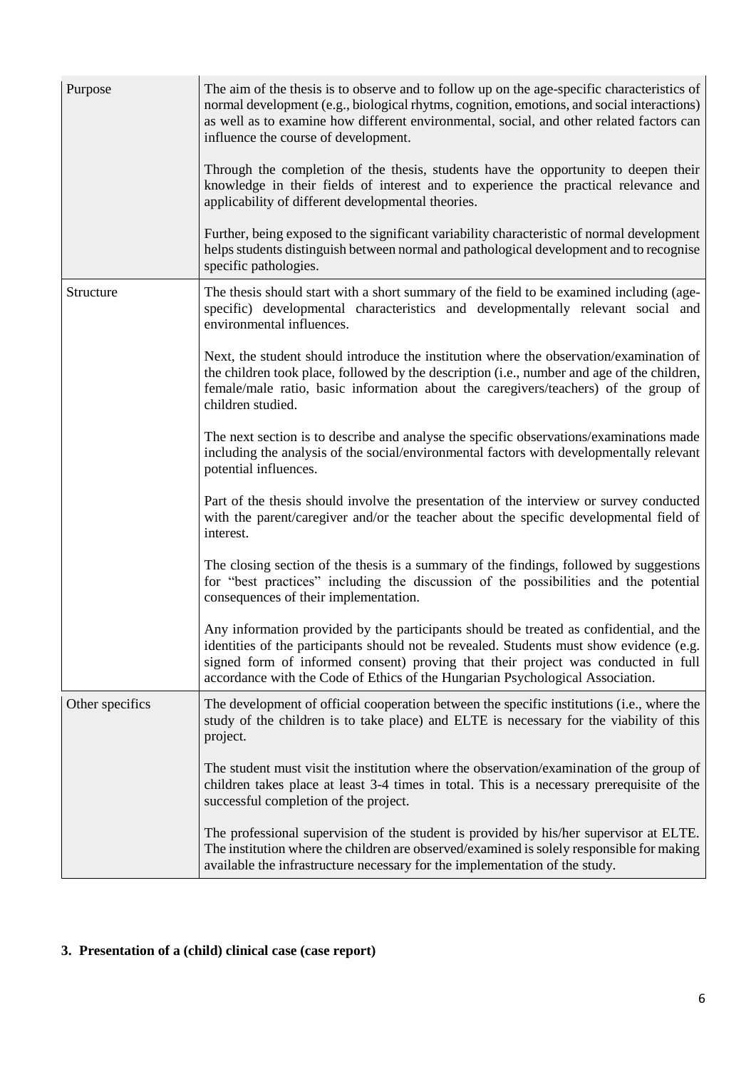| | |
|---|---|
| Purpose | The aim of the thesis is to observe and to follow up on the age-specific characteristics of normal development (e.g., biological rhythms, cognition, emotions, and social interactions) as well as to examine how different environmental, social, and other related factors can influence the course of development.<br><br>Through the completion of the thesis, students have the opportunity to deepen their knowledge in their fields of interest and to experience the practical relevance and applicability of different developmental theories.<br><br>Further, being exposed to the significant variability characteristic of normal development helps students distinguish between normal and pathological development and to recognise specific pathologies. |
| Structure | The thesis should start with a short summary of the field to be examined including (age-specific) developmental characteristics and developmentally relevant social and environmental influences.<br><br>Next, the student should introduce the institution where the observation/examination of the children took place, followed by the description (i.e., number and age of the children, female/male ratio, basic information about the caregivers/teachers) of the group of children studied.<br><br>The next section is to describe and analyse the specific observations/examinations made including the analysis of the social/environmental factors with developmentally relevant potential influences.<br><br>Part of the thesis should involve the presentation of the interview or survey conducted with the parent/caregiver and/or the teacher about the specific developmental field of interest.<br><br>The closing section of the thesis is a summary of the findings, followed by suggestions for "best practices" including the discussion of the possibilities and the potential consequences of their implementation.<br><br>Any information provided by the participants should be treated as confidential, and the identities of the participants should not be revealed. Students must show evidence (e.g. signed form of informed consent) proving that their project was conducted in full accordance with the Code of Ethics of the Hungarian Psychological Association. |
| Other specifics | The development of official cooperation between the specific institutions (i.e., where the study of the children is to take place) and ELTE is necessary for the viability of this project.<br><br>The student must visit the institution where the observation/examination of the group of children takes place at least 3-4 times in total. This is a necessary prerequisite of the successful completion of the project.<br><br>The professional supervision of the student is provided by his/her supervisor at ELTE. The institution where the children are observed/examined is solely responsible for making available the infrastructure necessary for the implementation of the study. |

## 3. Presentation of a (child) clinical case (case report)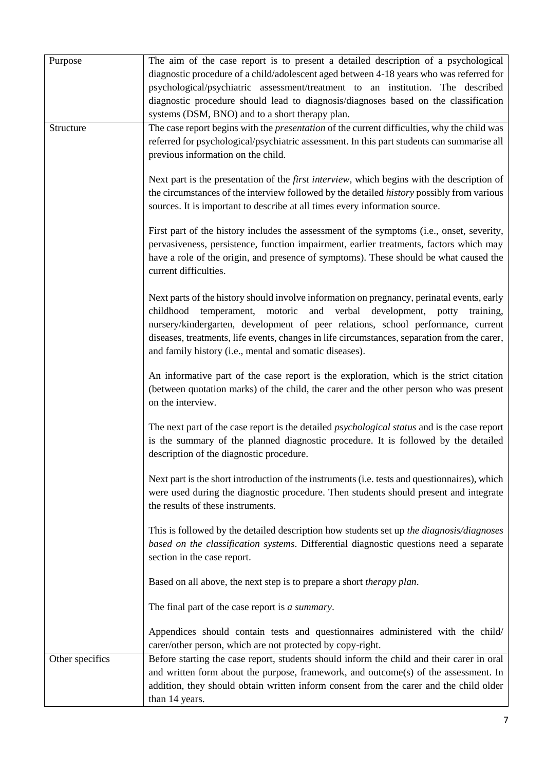| | |
|---|---|
| Purpose | The aim of the case report is to present a detailed description of a psychological diagnostic procedure of a child/adolescent aged between 4-18 years who was referred for psychological/psychiatric assessment/treatment to an institution. The described diagnostic procedure should lead to diagnosis/diagnoses based on the classification systems (DSM, BNO) and to a short therapy plan. |
| Structure | The case report begins with the *presentation* of the current difficulties, why the child was referred for psychological/psychiatric assessment. In this part students can summarise all previous information on the child.<br><br>Next part is the presentation of the *first interview*, which begins with the description of the circumstances of the interview followed by the detailed *history* possibly from various sources. It is important to describe at all times every information source.<br><br>First part of the history includes the assessment of the symptoms (i.e., onset, severity, pervasiveness, persistence, function impairment, earlier treatments, factors which may have a role of the origin, and presence of symptoms). These should be what caused the current difficulties.<br><br>Next parts of the history should involve information on pregnancy, perinatal events, early childhood temperament, motoric and verbal development, potty training, nursery/kindergarten, development of peer relations, school performance, current diseases, treatments, life events, changes in life circumstances, separation from the carer, and family history (i.e., mental and somatic diseases).<br><br>An informative part of the case report is the exploration, which is the strict citation (between quotation marks) of the child, the carer and the other person who was present on the interview.<br><br>The next part of the case report is the detailed *psychological status* and is the case report is the summary of the planned diagnostic procedure. It is followed by the detailed description of the diagnostic procedure.<br><br>Next part is the short introduction of the instruments (i.e. tests and questionnaires), which were used during the diagnostic procedure. Then students should present and integrate the results of these instruments.<br><br>This is followed by the detailed description how students set up *the diagnosis/diagnoses based on the classification systems*. Differential diagnostic questions need a separate section in the case report.<br><br>Based on all above, the next step is to prepare a short *therapy plan*.<br><br>The final part of the case report is *a summary*.<br><br>Appendices should contain tests and questionnaires administered with the child/ carer/other person, which are not protected by copy-right. |
| Other specifics | Before starting the case report, students should inform the child and their carer in oral and written form about the purpose, framework, and outcome(s) of the assessment. In addition, they should obtain written inform consent from the carer and the child older than 14 years. |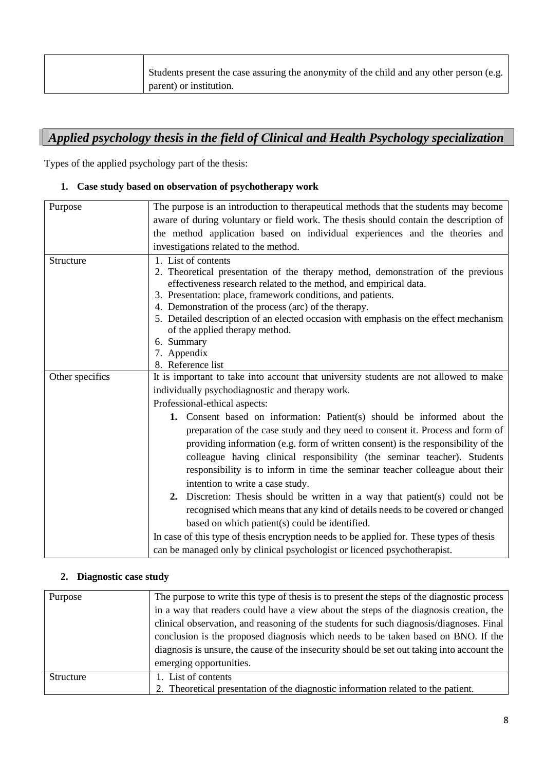| | |
|---|---|
| | Students present the case assuring the anonymity of the child and any other person (e.g. parent) or institution. |

## *Applied psychology thesis in the field of Clinical and Health Psychology specialization*

Types of the applied psychology part of the thesis:

### 1. Case study based on observation of psychotherapy work

| | |
|---|---|
| Purpose | The purpose is an introduction to therapeutical methods that the students may become aware of during voluntary or field work. The thesis should contain the description of the method application based on individual experiences and the theories and investigations related to the method. |
| Structure | 1. List of contents<br>2. Theoretical presentation of the therapy method, demonstration of the previous effectiveness research related to the method, and empirical data.<br>3. Presentation: place, framework conditions, and patients.<br>4. Demonstration of the process (arc) of the therapy.<br>5. Detailed description of an elected occasion with emphasis on the effect mechanism of the applied therapy method.<br>6. Summary<br>7. Appendix<br>8. Reference list |
| Other specifics | It is important to take into account that university students are not allowed to make individually psychodiagnostic and therapy work.<br>Professional-ethical aspects:<br>**1.** Consent based on information: Patient(s) should be informed about the preparation of the case study and they need to consent it. Process and form of providing information (e.g. form of written consent) is the responsibility of the colleague having clinical responsibility (the seminar teacher). Students responsibility is to inform in time the seminar teacher colleague about their intention to write a case study.<br>**2.** Discretion: Thesis should be written in a way that patient(s) could not be recognised which means that any kind of details needs to be covered or changed based on which patient(s) could be identified.<br>In case of this type of thesis encryption needs to be applied for. These types of thesis can be managed only by clinical psychologist or licenced psychotherapist. |

### 2. Diagnostic case study

| | |
|---|---|
| Purpose | The purpose to write this type of thesis is to present the steps of the diagnostic process in a way that readers could have a view about the steps of the diagnosis creation, the clinical observation, and reasoning of the students for such diagnosis/diagnoses. Final conclusion is the proposed diagnosis which needs to be taken based on BNO. If the diagnosis is unsure, the cause of the insecurity should be set out taking into account the emerging opportunities. |
| Structure | 1. List of contents<br>2. Theoretical presentation of the diagnostic information related to the patient. |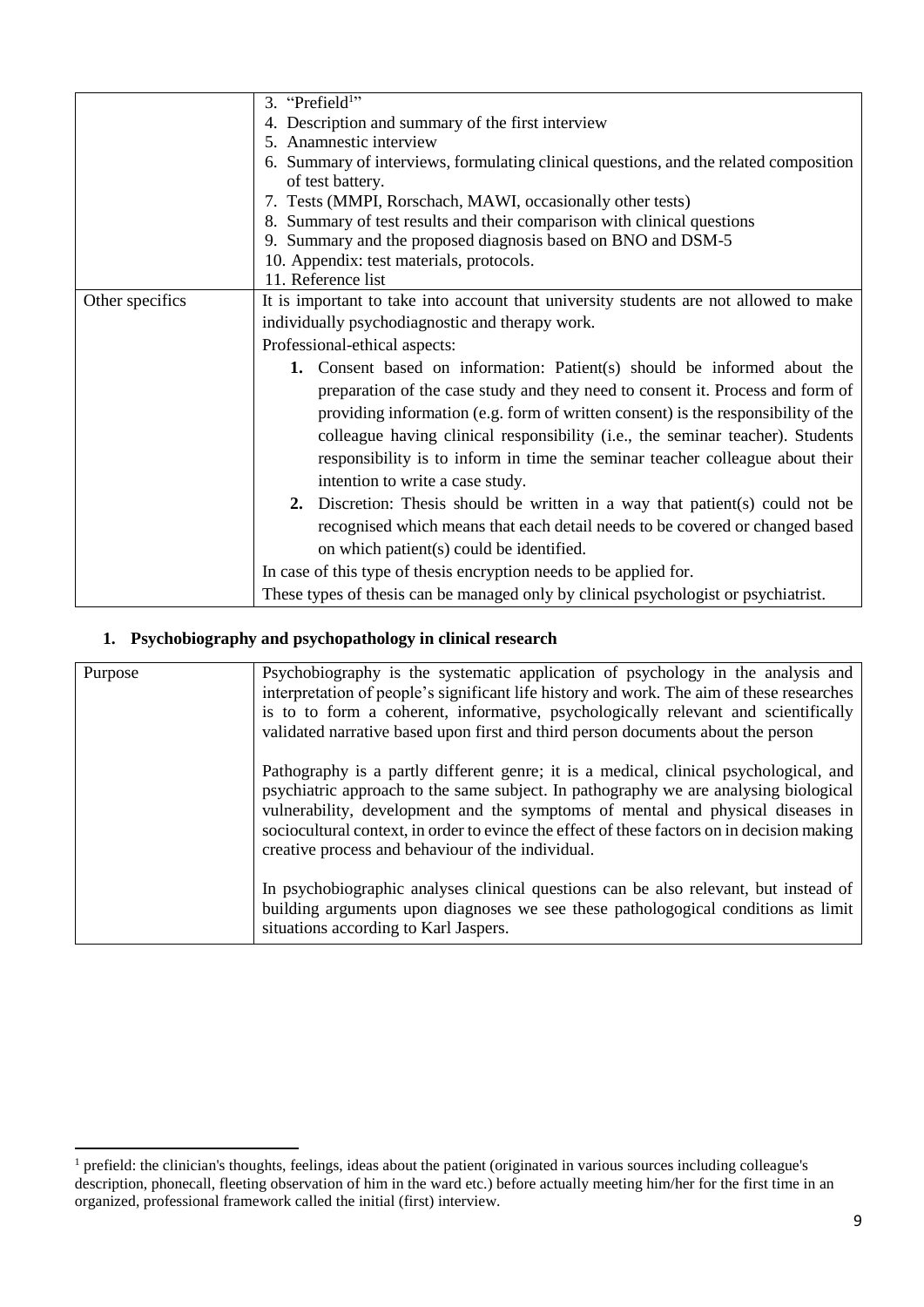|  |  |
| --- | --- |
|  | 3. "Prefield[1]"<br>4. Description and summary of the first interview<br>5. Anamnestic interview<br>6. Summary of interviews, formulating clinical questions, and the related composition of test battery.<br>7. Tests (MMPI, Rorschach, MAWI, occasionally other tests)<br>8. Summary of test results and their comparison with clinical questions<br>9. Summary and the proposed diagnosis based on BNO and DSM-5<br>10. Appendix: test materials, protocols.<br>11. Reference list |
| Other specifics | It is important to take into account that university students are not allowed to make individually psychodiagnostic and therapy work.<br>Professional-ethical aspects:<br>**1.** Consent based on information: Patient(s) should be informed about the preparation of the case study and they need to consent it. Process and form of providing information (e.g. form of written consent) is the responsibility of the colleague having clinical responsibility (i.e., the seminar teacher). Students responsibility is to inform in time the seminar teacher colleague about their intention to write a case study.<br>**2.** Discretion: Thesis should be written in a way that patient(s) could not be recognised which means that each detail needs to be covered or changed based on which patient(s) could be identified.<br>In case of this type of thesis encryption needs to be applied for.<br>These types of thesis can be managed only by clinical psychologist or psychiatrist. |

## 1. Psychobiography and psychopathology in clinical research

|  |  |
| --- | --- |
| Purpose | Psychobiography is the systematic application of psychology in the analysis and interpretation of people's significant life history and work. The aim of these researches is to to form a coherent, informative, psychologically relevant and scientifically validated narrative based upon first and third person documents about the person<br><br>Pathography is a partly different genre; it is a medical, clinical psychological, and psychiatric approach to the same subject. In pathography we are analysing biological vulnerability, development and the symptoms of mental and physical diseases in sociocultural context, in order to evince the effect of these factors on in decision making creative process and behaviour of the individual.<br><br>In psychobiographic analyses clinical questions can be also relevant, but instead of building arguments upon diagnoses we see these pathologogical conditions as limit situations according to Karl Jaspers. |

[1] prefield: the clinician's thoughts, feelings, ideas about the patient (originated in various sources including colleague's description, phonecall, fleeting observation of him in the ward etc.) before actually meeting him/her for the first time in an organized, professional framework called the initial (first) interview.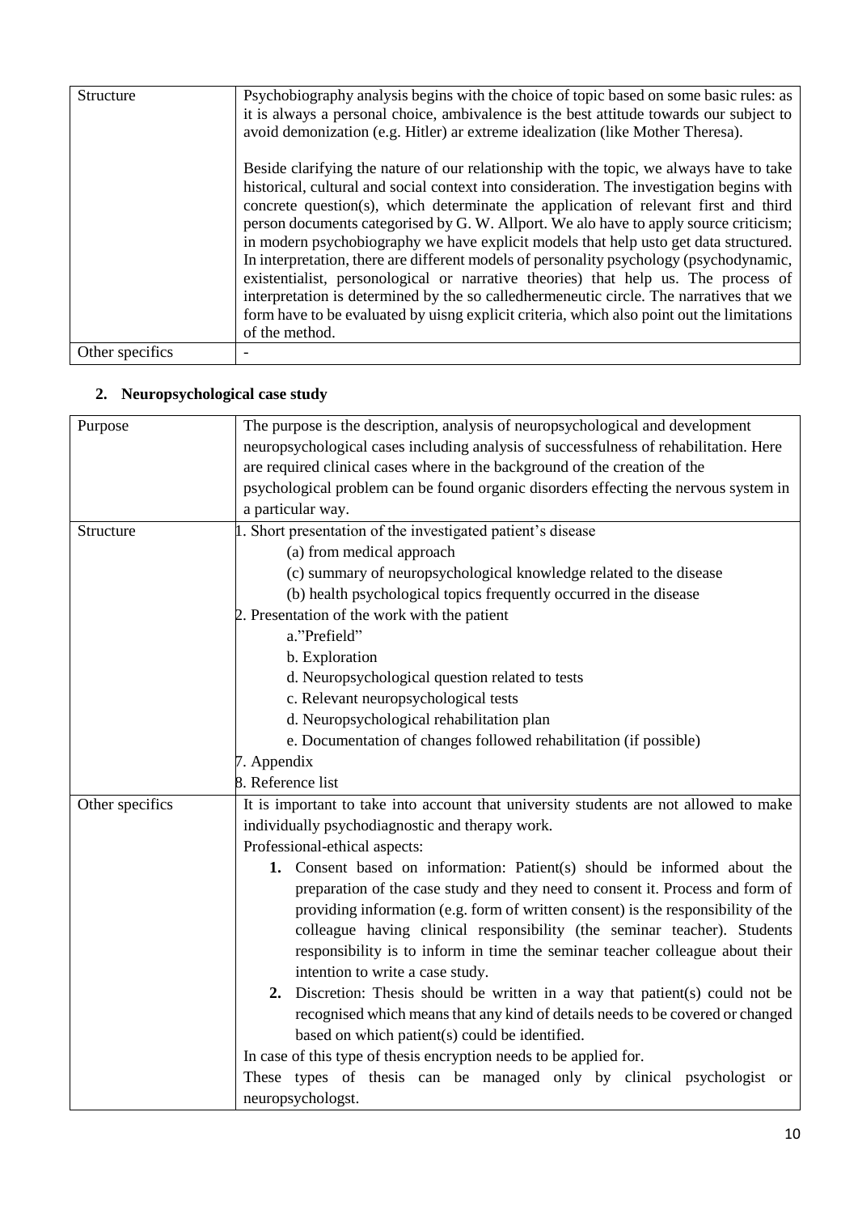| Structure | Psychobiography analysis begins with the choice of topic based on some basic rules: as it is always a personal choice, ambivalence is the best attitude towards our subject to avoid demonization (e.g. Hitler) ar extreme idealization (like Mother Theresa).<br><br>Beside clarifying the nature of our relationship with the topic, we always have to take historical, cultural and social context into consideration. The investigation begins with concrete question(s), which determinate the application of relevant first and third person documents categorised by G. W. Allport. We alo have to apply source criticism; in modern psychobiography we have explicit models that help usto get data structured. In interpretation, there are different models of personality psychology (psychodynamic, existentialist, personological or narrative theories) that help us. The process of interpretation is determined by the so calledhermeneutic circle. The narratives that we form have to be evaluated by uisng explicit criteria, which also point out the limitations of the method. |
|---|---|
| Other specifics | - |

## 2. Neuropsychological case study

| Purpose | The purpose is the description, analysis of neuropsychological and development neuropsychological cases including analysis of successfulness of rehabilitation. Here are required clinical cases where in the background of the creation of the psychological problem can be found organic disorders effecting the nervous system in a particular way. |
|---|---|
| Structure | 1. Short presentation of the investigated patient's disease<br>(a) from medical approach<br>(c) summary of neuropsychological knowledge related to the disease<br>(b) health psychological topics frequently occurred in the disease<br>2. Presentation of the work with the patient<br>a."Prefield"<br>b. Exploration<br>d. Neuropsychological question related to tests<br>c. Relevant neuropsychological tests<br>d. Neuropsychological rehabilitation plan<br>e. Documentation of changes followed rehabilitation (if possible)<br>7. Appendix<br>8. Reference list |
| Other specifics | It is important to take into account that university students are not allowed to make individually psychodiagnostic and therapy work.<br>Professional-ethical aspects:<br>**1.** Consent based on information: Patient(s) should be informed about the preparation of the case study and they need to consent it. Process and form of providing information (e.g. form of written consent) is the responsibility of the colleague having clinical responsibility (the seminar teacher). Students responsibility is to inform in time the seminar teacher colleague about their intention to write a case study.<br>**2.** Discretion: Thesis should be written in a way that patient(s) could not be recognised which means that any kind of details needs to be covered or changed based on which patient(s) could be identified.<br>In case of this type of thesis encryption needs to be applied for.<br>These types of thesis can be managed only by clinical psychologist or neuropsychologst. |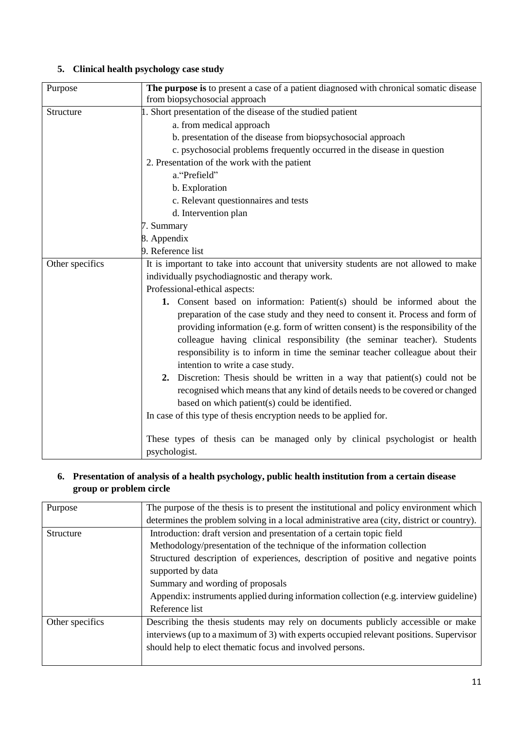## 5. Clinical health psychology case study

| | |
|---|---|
| Purpose | **The purpose is** to present a case of a patient diagnosed with chronical somatic disease from biopsychosocial approach |
| Structure | 1. Short presentation of the disease of the studied patient<br>a. from medical approach<br>b. presentation of the disease from biopsychosocial approach<br>c. psychosocial problems frequently occurred in the disease in question<br>2. Presentation of the work with the patient<br>a."Prefield"<br>b. Exploration<br>c. Relevant questionnaires and tests<br>d. Intervention plan<br>7. Summary<br>8. Appendix<br>9. Reference list |
| Other specifics | It is important to take into account that university students are not allowed to make individually psychodiagnostic and therapy work.<br>Professional-ethical aspects:<br>**1.** Consent based on information: Patient(s) should be informed about the preparation of the case study and they need to consent it. Process and form of providing information (e.g. form of written consent) is the responsibility of the colleague having clinical responsibility (the seminar teacher). Students responsibility is to inform in time the seminar teacher colleague about their intention to write a case study.<br>**2.** Discretion: Thesis should be written in a way that patient(s) could not be recognised which means that any kind of details needs to be covered or changed based on which patient(s) could be identified.<br>In case of this type of thesis encryption needs to be applied for.<br><br>These types of thesis can be managed only by clinical psychologist or health psychologist. |

## 6. Presentation of analysis of a health psychology, public health institution from a certain disease group or problem circle

| | |
|---|---|
| Purpose | The purpose of the thesis is to present the institutional and policy environment which determines the problem solving in a local administrative area (city, district or country). |
| Structure | Introduction: draft version and presentation of a certain topic field<br>Methodology/presentation of the technique of the information collection<br>Structured description of experiences, description of positive and negative points supported by data<br>Summary and wording of proposals<br>Appendix: instruments applied during information collection (e.g. interview guideline)<br>Reference list |
| Other specifics | Describing the thesis students may rely on documents publicly accessible or make interviews (up to a maximum of 3) with experts occupied relevant positions. Supervisor should help to elect thematic focus and involved persons. |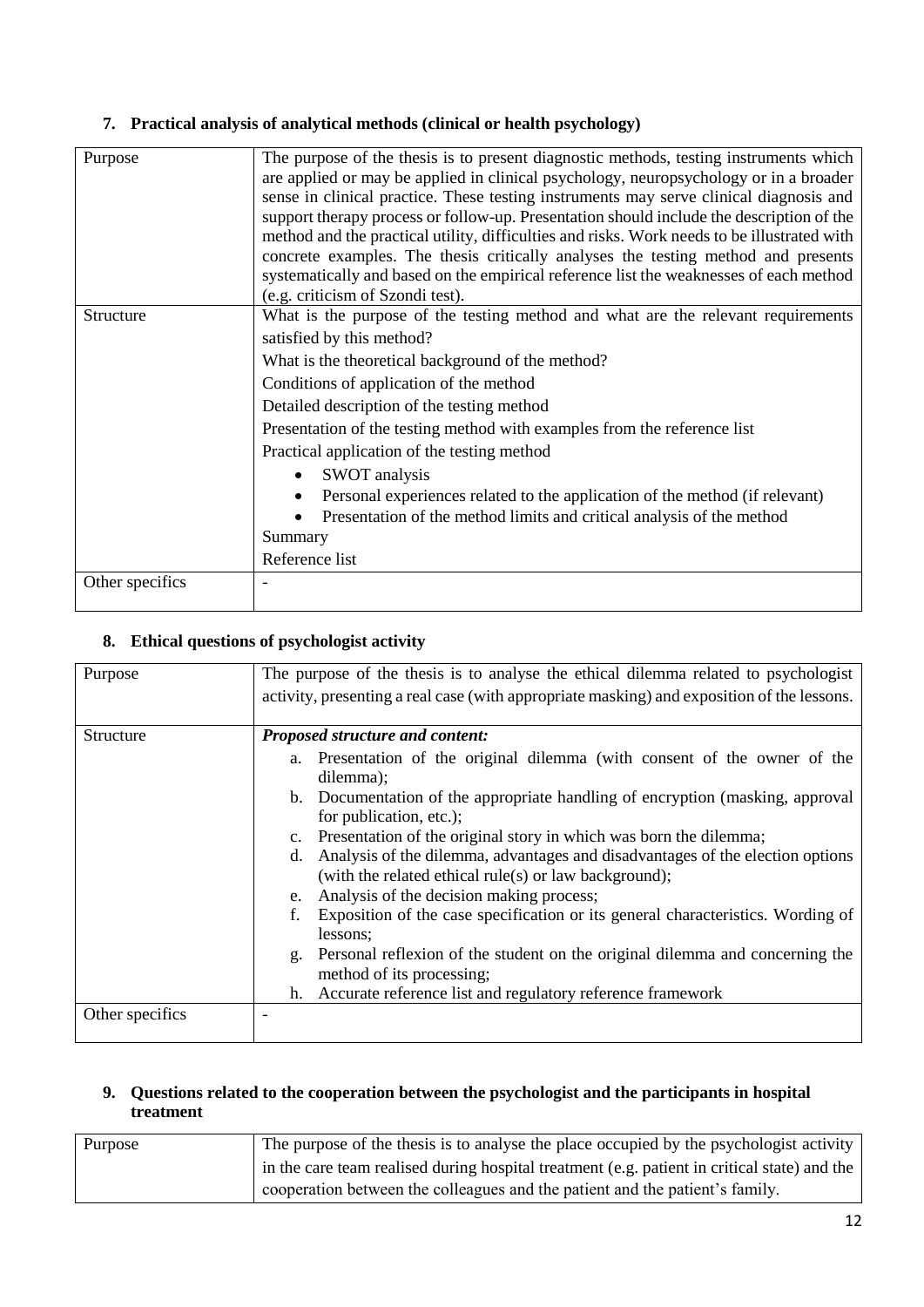## 7. Practical analysis of analytical methods (clinical or health psychology)

| | |
|---|---|
| Purpose | The purpose of the thesis is to present diagnostic methods, testing instruments which are applied or may be applied in clinical psychology, neuropsychology or in a broader sense in clinical practice. These testing instruments may serve clinical diagnosis and support therapy process or follow-up. Presentation should include the description of the method and the practical utility, difficulties and risks. Work needs to be illustrated with concrete examples. The thesis critically analyses the testing method and presents systematically and based on the empirical reference list the weaknesses of each method (e.g. criticism of Szondi test). |
| Structure | What is the purpose of the testing method and what are the relevant requirements satisfied by this method?<br>What is the theoretical background of the method?<br>Conditions of application of the method<br>Detailed description of the testing method<br>Presentation of the testing method with examples from the reference list<br>Practical application of the testing method<br>• SWOT analysis<br>• Personal experiences related to the application of the method (if relevant)<br>• Presentation of the method limits and critical analysis of the method<br>Summary<br>Reference list |
| Other specifics | - |

## 8. Ethical questions of psychologist activity

| | |
|---|---|
| Purpose | The purpose of the thesis is to analyse the ethical dilemma related to psychologist activity, presenting a real case (with appropriate masking) and exposition of the lessons. |
| Structure | ***Proposed structure and content:***<br>a. Presentation of the original dilemma (with consent of the owner of the dilemma);<br>b. Documentation of the appropriate handling of encryption (masking, approval for publication, etc.);<br>c. Presentation of the original story in which was born the dilemma;<br>d. Analysis of the dilemma, advantages and disadvantages of the election options (with the related ethical rule(s) or law background);<br>e. Analysis of the decision making process;<br>f. Exposition of the case specification or its general characteristics. Wording of lessons;<br>g. Personal reflexion of the student on the original dilemma and concerning the method of its processing;<br>h. Accurate reference list and regulatory reference framework |
| Other specifics | - |

## 9. Questions related to the cooperation between the psychologist and the participants in hospital treatment

| | |
|---|---|
| Purpose | The purpose of the thesis is to analyse the place occupied by the psychologist activity in the care team realised during hospital treatment (e.g. patient in critical state) and the cooperation between the colleagues and the patient and the patient's family. |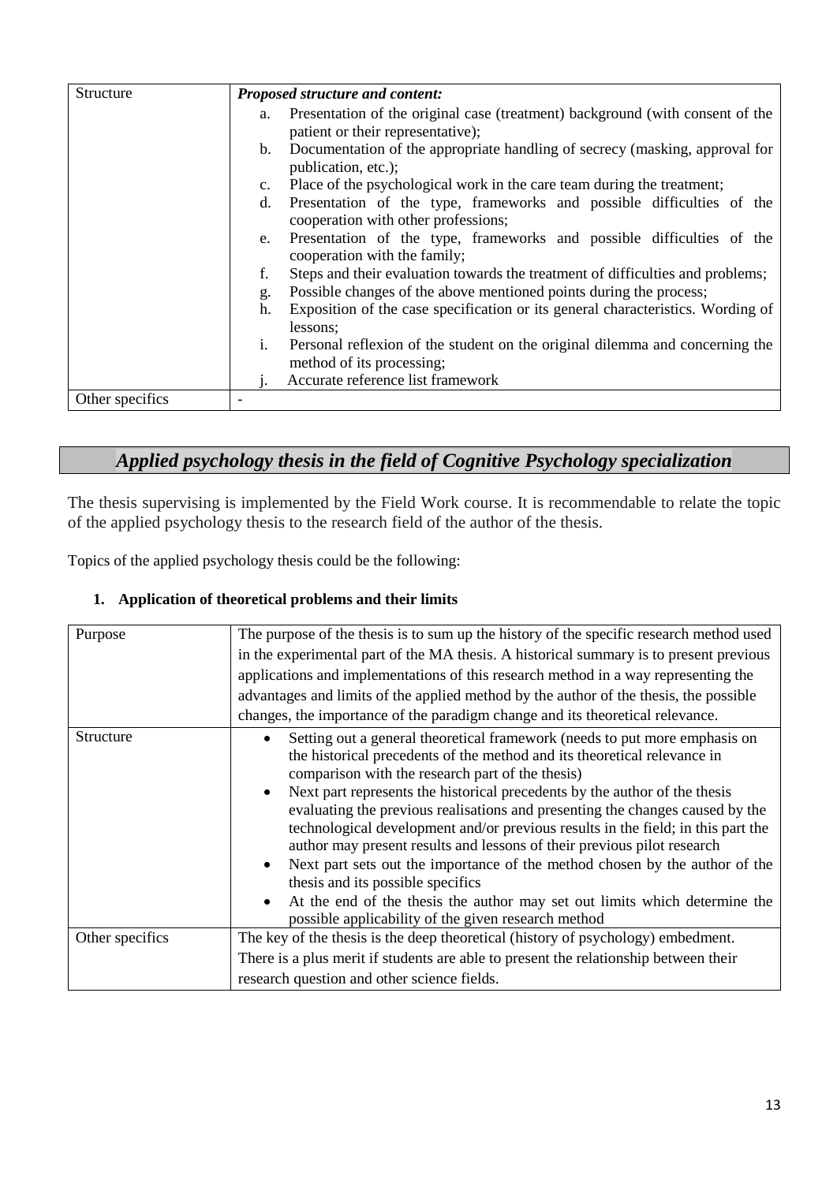| Structure | ***Proposed structure and content:*** <br> a. Presentation of the original case (treatment) background (with consent of the patient or their representative); <br> b. Documentation of the appropriate handling of secrecy (masking, approval for publication, etc.); <br> c. Place of the psychological work in the care team during the treatment; <br> d. Presentation of the type, frameworks and possible difficulties of the cooperation with other professions; <br> e. Presentation of the type, frameworks and possible difficulties of the cooperation with the family; <br> f. Steps and their evaluation towards the treatment of difficulties and problems; <br> g. Possible changes of the above mentioned points during the process; <br> h. Exposition of the case specification or its general characteristics. Wording of lessons; <br> i. Personal reflexion of the student on the original dilemma and concerning the method of its processing; <br> j. Accurate reference list framework |
|---|---|
| Other specifics | - |

## *Applied psychology thesis in the field of Cognitive Psychology specialization*

The thesis supervising is implemented by the Field Work course. It is recommendable to relate the topic of the applied psychology thesis to the research field of the author of the thesis.

Topics of the applied psychology thesis could be the following:

### 1. Application of theoretical problems and their limits

| Purpose | The purpose of the thesis is to sum up the history of the specific research method used in the experimental part of the MA thesis. A historical summary is to present previous applications and implementations of this research method in a way representing the advantages and limits of the applied method by the author of the thesis, the possible changes, the importance of the paradigm change and its theoretical relevance. |
|---|---|
| Structure | • Setting out a general theoretical framework (needs to put more emphasis on the historical precedents of the method and its theoretical relevance in comparison with the research part of the thesis) <br> • Next part represents the historical precedents by the author of the thesis evaluating the previous realisations and presenting the changes caused by the technological development and/or previous results in the field; in this part the author may present results and lessons of their previous pilot research <br> • Next part sets out the importance of the method chosen by the author of the thesis and its possible specifics <br> • At the end of the thesis the author may set out limits which determine the possible applicability of the given research method |
| Other specifics | The key of the thesis is the deep theoretical (history of psychology) embedment. There is a plus merit if students are able to present the relationship between their research question and other science fields. |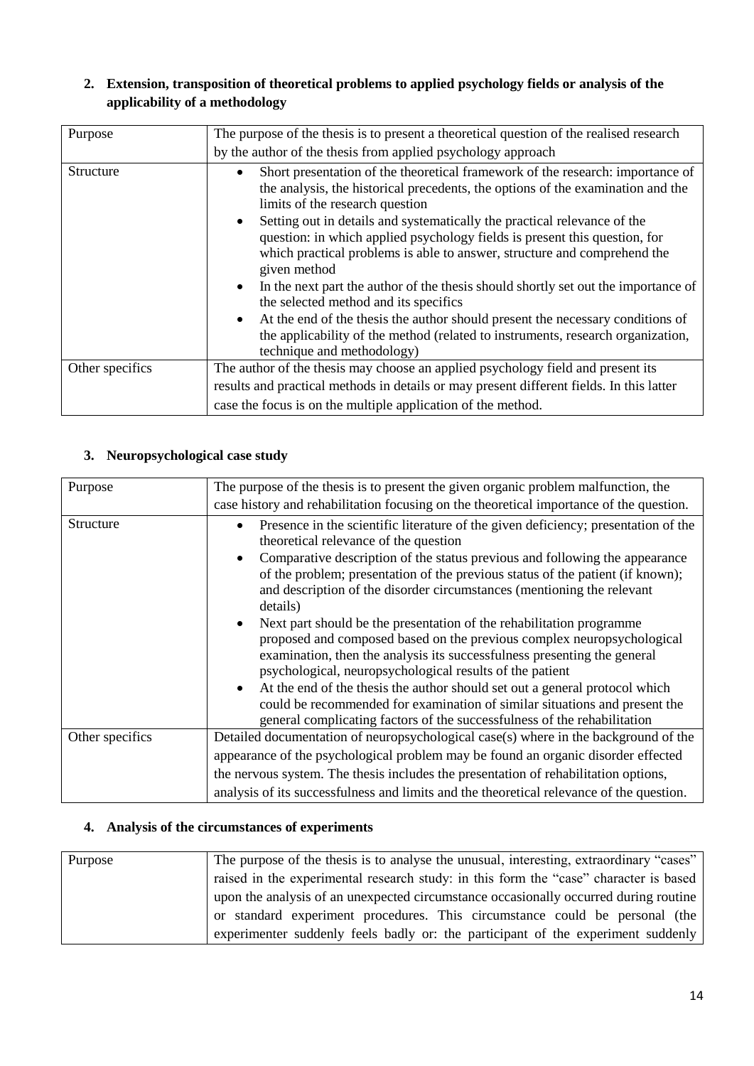## 2. Extension, transposition of theoretical problems to applied psychology fields or analysis of the applicability of a methodology

| | |
|---|---|
| Purpose | The purpose of the thesis is to present a theoretical question of the realised research by the author of the thesis from applied psychology approach |
| Structure | • Short presentation of the theoretical framework of the research: importance of the analysis, the historical precedents, the options of the examination and the limits of the research question<br>• Setting out in details and systematically the practical relevance of the question: in which applied psychology fields is present this question, for which practical problems is able to answer, structure and comprehend the given method<br>• In the next part the author of the thesis should shortly set out the importance of the selected method and its specifics<br>• At the end of the thesis the author should present the necessary conditions of the applicability of the method (related to instruments, research organization, technique and methodology) |
| Other specifics | The author of the thesis may choose an applied psychology field and present its results and practical methods in details or may present different fields. In this latter case the focus is on the multiple application of the method. |

## 3. Neuropsychological case study

| | |
|---|---|
| Purpose | The purpose of the thesis is to present the given organic problem malfunction, the case history and rehabilitation focusing on the theoretical importance of the question. |
| Structure | • Presence in the scientific literature of the given deficiency; presentation of the theoretical relevance of the question<br>• Comparative description of the status previous and following the appearance of the problem; presentation of the previous status of the patient (if known); and description of the disorder circumstances (mentioning the relevant details)<br>• Next part should be the presentation of the rehabilitation programme proposed and composed based on the previous complex neuropsychological examination, then the analysis its successfulness presenting the general psychological, neuropsychological results of the patient<br>• At the end of the thesis the author should set out a general protocol which could be recommended for examination of similar situations and present the general complicating factors of the successfulness of the rehabilitation |
| Other specifics | Detailed documentation of neuropsychological case(s) where in the background of the appearance of the psychological problem may be found an organic disorder effected the nervous system. The thesis includes the presentation of rehabilitation options, analysis of its successfulness and limits and the theoretical relevance of the question. |

## 4. Analysis of the circumstances of experiments

| | |
|---|---|
| Purpose | The purpose of the thesis is to analyse the unusual, interesting, extraordinary "cases" raised in the experimental research study: in this form the "case" character is based upon the analysis of an unexpected circumstance occasionally occurred during routine or standard experiment procedures. This circumstance could be personal (the experimenter suddenly feels badly or: the participant of the experiment suddenly |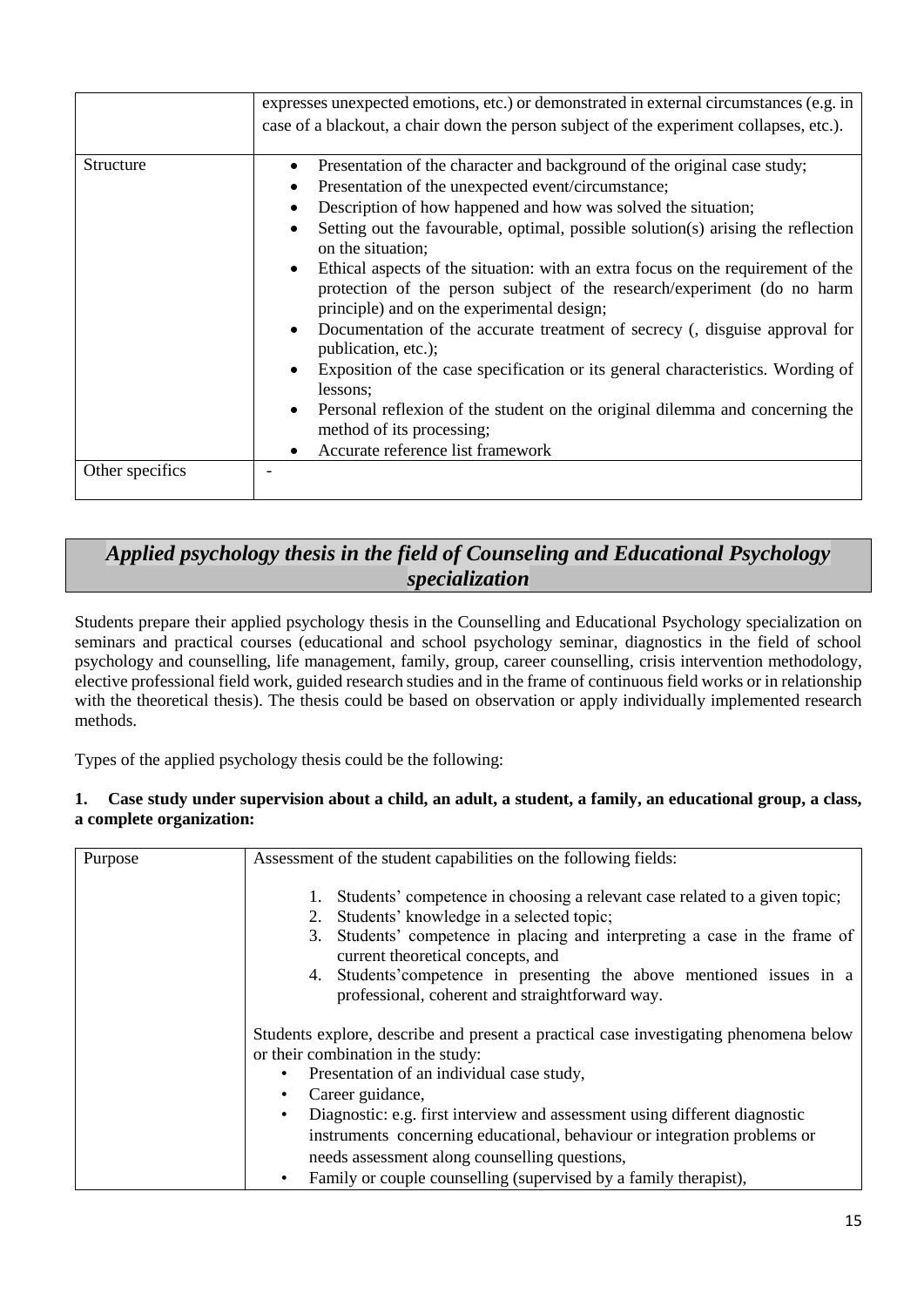| | |
|---|---|
| | expresses unexpected emotions, etc.) or demonstrated in external circumstances (e.g. in case of a blackout, a chair down the person subject of the experiment collapses, etc.). |
| Structure | • Presentation of the character and background of the original case study;<br>• Presentation of the unexpected event/circumstance;<br>• Description of how happened and how was solved the situation;<br>• Setting out the favourable, optimal, possible solution(s) arising the reflection on the situation;<br>• Ethical aspects of the situation: with an extra focus on the requirement of the protection of the person subject of the research/experiment (do no harm principle) and on the experimental design;<br>• Documentation of the accurate treatment of secrecy (, disguise approval for publication, etc.);<br>• Exposition of the case specification or its general characteristics. Wording of lessons;<br>• Personal reflexion of the student on the original dilemma and concerning the method of its processing;<br>• Accurate reference list framework |
| Other specifics | - |

## *Applied psychology thesis in the field of Counseling and Educational Psychology specialization*

Students prepare their applied psychology thesis in the Counselling and Educational Psychology specialization on seminars and practical courses (educational and school psychology seminar, diagnostics in the field of school psychology and counselling, life management, family, group, career counselling, crisis intervention methodology, elective professional field work, guided research studies and in the frame of continuous field works or in relationship with the theoretical thesis). The thesis could be based on observation or apply individually implemented research methods.

Types of the applied psychology thesis could be the following:

**1. Case study under supervision about a child, an adult, a student, a family, an educational group, a class, a complete organization:**

| | |
|---|---|
| Purpose | Assessment of the student capabilities on the following fields:<br><br>1. Students' competence in choosing a relevant case related to a given topic;<br>2. Students' knowledge in a selected topic;<br>3. Students' competence in placing and interpreting a case in the frame of current theoretical concepts, and<br>4. Students'competence in presenting the above mentioned issues in a professional, coherent and straightforward way.<br><br>Students explore, describe and present a practical case investigating phenomena below or their combination in the study:<br>• Presentation of an individual case study,<br>• Career guidance,<br>• Diagnostic: e.g. first interview and assessment using different diagnostic instruments concerning educational, behaviour or integration problems or needs assessment along counselling questions,<br>• Family or couple counselling (supervised by a family therapist), |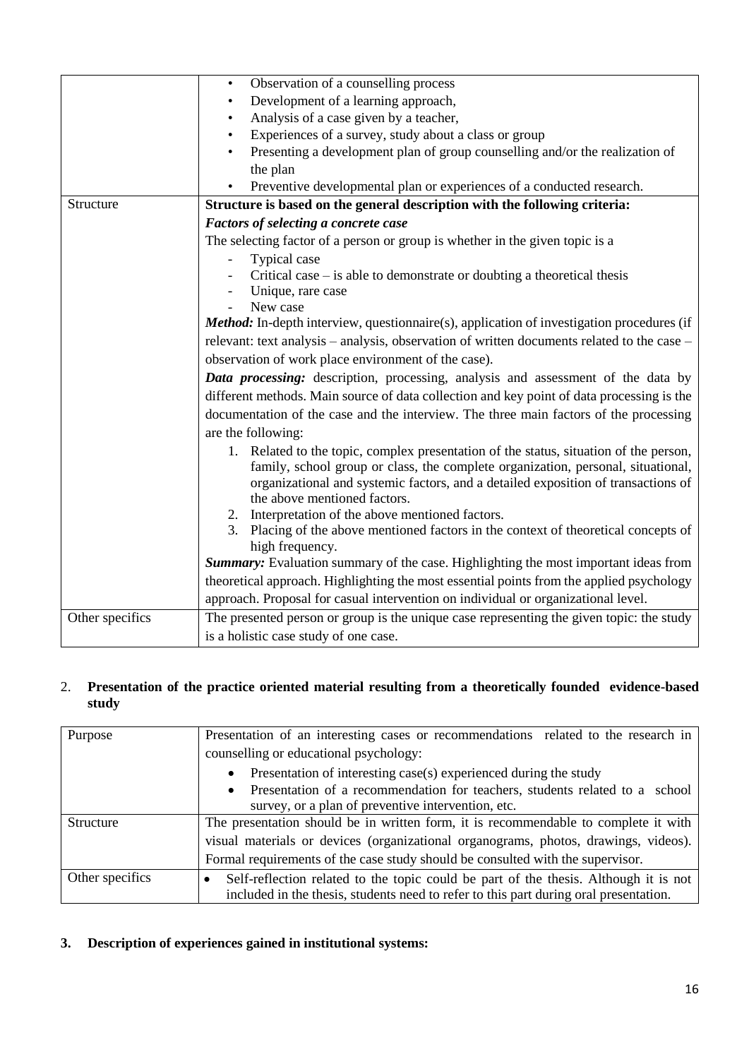| | |
|---|---|
| | • Observation of a counselling process<br>• Development of a learning approach,<br>• Analysis of a case given by a teacher,<br>• Experiences of a survey, study about a class or group<br>• Presenting a development plan of group counselling and/or the realization of the plan<br>• Preventive developmental plan or experiences of a conducted research. |
| Structure | **Structure is based on the general description with the following criteria:**<br>***Factors of selecting a concrete case***<br>The selecting factor of a person or group is whether in the given topic is a<br>- Typical case<br>- Critical case – is able to demonstrate or doubting a theoretical thesis<br>- Unique, rare case<br>- New case<br>***Method:*** In-depth interview, questionnaire(s), application of investigation procedures (if relevant: text analysis – analysis, observation of written documents related to the case – observation of work place environment of the case).<br>***Data processing:*** description, processing, analysis and assessment of the data by different methods. Main source of data collection and key point of data processing is the documentation of the case and the interview. The three main factors of the processing are the following:<br>1. Related to the topic, complex presentation of the status, situation of the person, family, school group or class, the complete organization, personal, situational, organizational and systemic factors, and a detailed exposition of transactions of the above mentioned factors.<br>2. Interpretation of the above mentioned factors.<br>3. Placing of the above mentioned factors in the context of theoretical concepts of high frequency.<br>***Summary:*** Evaluation summary of the case. Highlighting the most important ideas from theoretical approach. Highlighting the most essential points from the applied psychology approach. Proposal for casual intervention on individual or organizational level. |
| Other specifics | The presented person or group is the unique case representing the given topic: the study is a holistic case study of one case. |

2. **Presentation of the practice oriented material resulting from a theoretically founded evidence-based study**

| | |
|---|---|
| Purpose | Presentation of an interesting cases or recommendations related to the research in counselling or educational psychology:<br>• Presentation of interesting case(s) experienced during the study<br>• Presentation of a recommendation for teachers, students related to a school survey, or a plan of preventive intervention, etc. |
| Structure | The presentation should be in written form, it is recommendable to complete it with visual materials or devices (organizational organograms, photos, drawings, videos). Formal requirements of the case study should be consulted with the supervisor. |
| Other specifics | • Self-reflection related to the topic could be part of the thesis. Although it is not included in the thesis, students need to refer to this part during oral presentation. |

**3. Description of experiences gained in institutional systems:**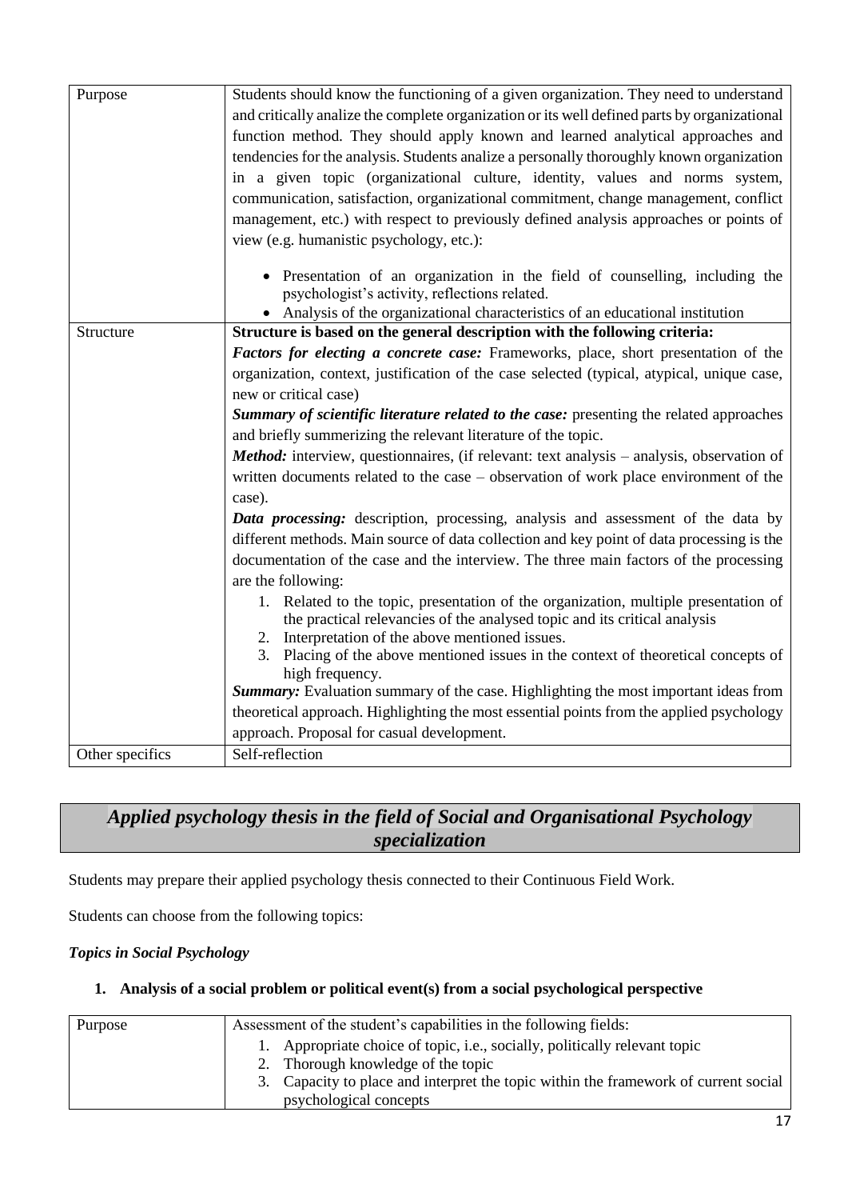| | |
|---|---|
| Purpose | Students should know the functioning of a given organization. They need to understand and critically analize the complete organization or its well defined parts by organizational function method. They should apply known and learned analytical approaches and tendencies for the analysis. Students analize a personally thoroughly known organization in a given topic (organizational culture, identity, values and norms system, communication, satisfaction, organizational commitment, change management, conflict management, etc.) with respect to previously defined analysis approaches or points of view (e.g. humanistic psychology, etc.):<br><br>• Presentation of an organization in the field of counselling, including the psychologist's activity, reflections related.<br>• Analysis of the organizational characteristics of an educational institution |
| Structure | **Structure is based on the general description with the following criteria:**<br>***Factors for electing a concrete case:*** Frameworks, place, short presentation of the organization, context, justification of the case selected (typical, atypical, unique case, new or critical case)<br>***Summary of scientific literature related to the case:*** presenting the related approaches and briefly summerizing the relevant literature of the topic.<br>***Method:*** interview, questionnaires, (if relevant: text analysis – analysis, observation of written documents related to the case – observation of work place environment of the case).<br>***Data processing:*** description, processing, analysis and assessment of the data by different methods. Main source of data collection and key point of data processing is the documentation of the case and the interview. The three main factors of the processing are the following:<br>1. Related to the topic, presentation of the organization, multiple presentation of the practical relevancies of the analysed topic and its critical analysis<br>2. Interpretation of the above mentioned issues.<br>3. Placing of the above mentioned issues in the context of theoretical concepts of high frequency.<br>***Summary:*** Evaluation summary of the case. Highlighting the most important ideas from theoretical approach. Highlighting the most essential points from the applied psychology approach. Proposal for casual development. |
| Other specifics | Self-reflection |

## *Applied psychology thesis in the field of Social and Organisational Psychology specialization*

Students may prepare their applied psychology thesis connected to their Continuous Field Work.

Students can choose from the following topics:

### *Topics in Social Psychology*

#### 1. Analysis of a social problem or political event(s) from a social psychological perspective

| | |
|---|---|
| Purpose | Assessment of the student's capabilities in the following fields:<br>1. Appropriate choice of topic, i.e., socially, politically relevant topic<br>2. Thorough knowledge of the topic<br>3. Capacity to place and interpret the topic within the framework of current social psychological concepts |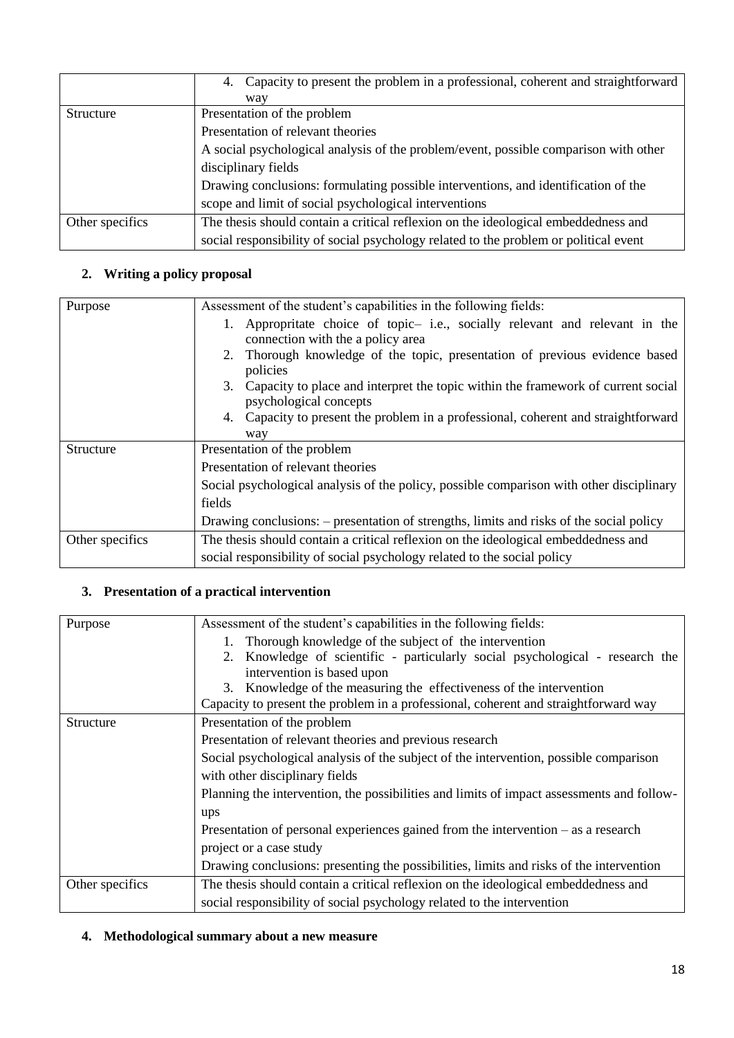|  |  |
|---|---|
|  | 4. Capacity to present the problem in a professional, coherent and straightforward way |
| Structure | Presentation of the problem<br>Presentation of relevant theories<br>A social psychological analysis of the problem/event, possible comparison with other disciplinary fields<br>Drawing conclusions: formulating possible interventions, and identification of the scope and limit of social psychological interventions |
| Other specifics | The thesis should contain a critical reflexion on the ideological embeddedness and social responsibility of social psychology related to the problem or political event |

**2. Writing a policy proposal**

|  |  |
|---|---|
| Purpose | Assessment of the student's capabilities in the following fields:<br>1. Appropritate choice of topic– i.e., socially relevant and relevant in the connection with the a policy area<br>2. Thorough knowledge of the topic, presentation of previous evidence based policies<br>3. Capacity to place and interpret the topic within the framework of current social psychological concepts<br>4. Capacity to present the problem in a professional, coherent and straightforward way |
| Structure | Presentation of the problem<br>Presentation of relevant theories<br>Social psychological analysis of the policy, possible comparison with other disciplinary fields<br>Drawing conclusions: – presentation of strengths, limits and risks of the social policy |
| Other specifics | The thesis should contain a critical reflexion on the ideological embeddedness and social responsibility of social psychology related to the social policy |

**3. Presentation of a practical intervention**

|  |  |
|---|---|
| Purpose | Assessment of the student's capabilities in the following fields:<br>1. Thorough knowledge of the subject of the intervention<br>2. Knowledge of scientific - particularly social psychological - research the intervention is based upon<br>3. Knowledge of the measuring the effectiveness of the intervention<br>Capacity to present the problem in a professional, coherent and straightforward way |
| Structure | Presentation of the problem<br>Presentation of relevant theories and previous research<br>Social psychological analysis of the subject of the intervention, possible comparison with other disciplinary fields<br>Planning the intervention, the possibilities and limits of impact assessments and follow-ups<br>Presentation of personal experiences gained from the intervention – as a research project or a case study<br>Drawing conclusions: presenting the possibilities, limits and risks of the intervention |
| Other specifics | The thesis should contain a critical reflexion on the ideological embeddedness and social responsibility of social psychology related to the intervention |

**4. Methodological summary about a new measure**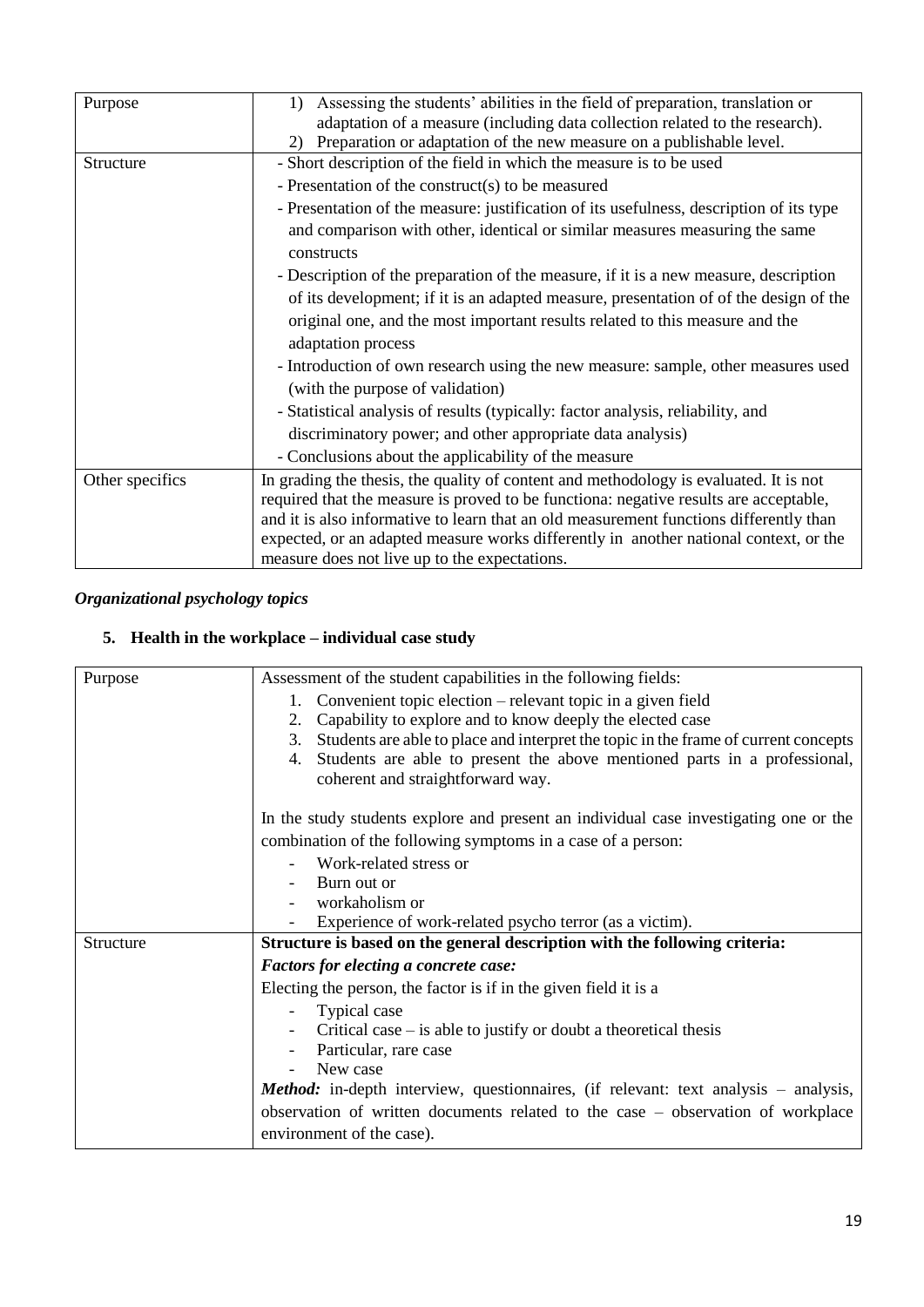| | |
|---|---|
| Purpose | 1) Assessing the students' abilities in the field of preparation, translation or adaptation of a measure (including data collection related to the research).<br>2) Preparation or adaptation of the new measure on a publishable level. |
| Structure | - Short description of the field in which the measure is to be used<br>- Presentation of the construct(s) to be measured<br>- Presentation of the measure: justification of its usefulness, description of its type and comparison with other, identical or similar measures measuring the same constructs<br>- Description of the preparation of the measure, if it is a new measure, description of its development; if it is an adapted measure, presentation of of the design of the original one, and the most important results related to this measure and the adaptation process<br>- Introduction of own research using the new measure: sample, other measures used (with the purpose of validation)<br>- Statistical analysis of results (typically: factor analysis, reliability, and discriminatory power; and other appropriate data analysis)<br>- Conclusions about the applicability of the measure |
| Other specifics | In grading the thesis, the quality of content and methodology is evaluated. It is not required that the measure is proved to be functiona: negative results are acceptable, and it is also informative to learn that an old measurement functions differently than expected, or an adapted measure works differently in another national context, or the measure does not live up to the expectations. |

***Organizational psychology topics***

### 5. Health in the workplace – individual case study

| | |
|---|---|
| Purpose | Assessment of the student capabilities in the following fields:<br>1. Convenient topic election – relevant topic in a given field<br>2. Capability to explore and to know deeply the elected case<br>3. Students are able to place and interpret the topic in the frame of current concepts<br>4. Students are able to present the above mentioned parts in a professional, coherent and straightforward way.<br><br>In the study students explore and present an individual case investigating one or the combination of the following symptoms in a case of a person:<br>- Work-related stress or<br>- Burn out or<br>- workaholism or<br>- Experience of work-related psycho terror (as a victim). |
| Structure | **Structure is based on the general description with the following criteria:**<br>***Factors for electing a concrete case:***<br>Electing the person, the factor is if in the given field it is a<br>- Typical case<br>- Critical case – is able to justify or doubt a theoretical thesis<br>- Particular, rare case<br>- New case<br>***Method:*** in-depth interview, questionnaires, (if relevant: text analysis – analysis, observation of written documents related to the case – observation of workplace environment of the case). |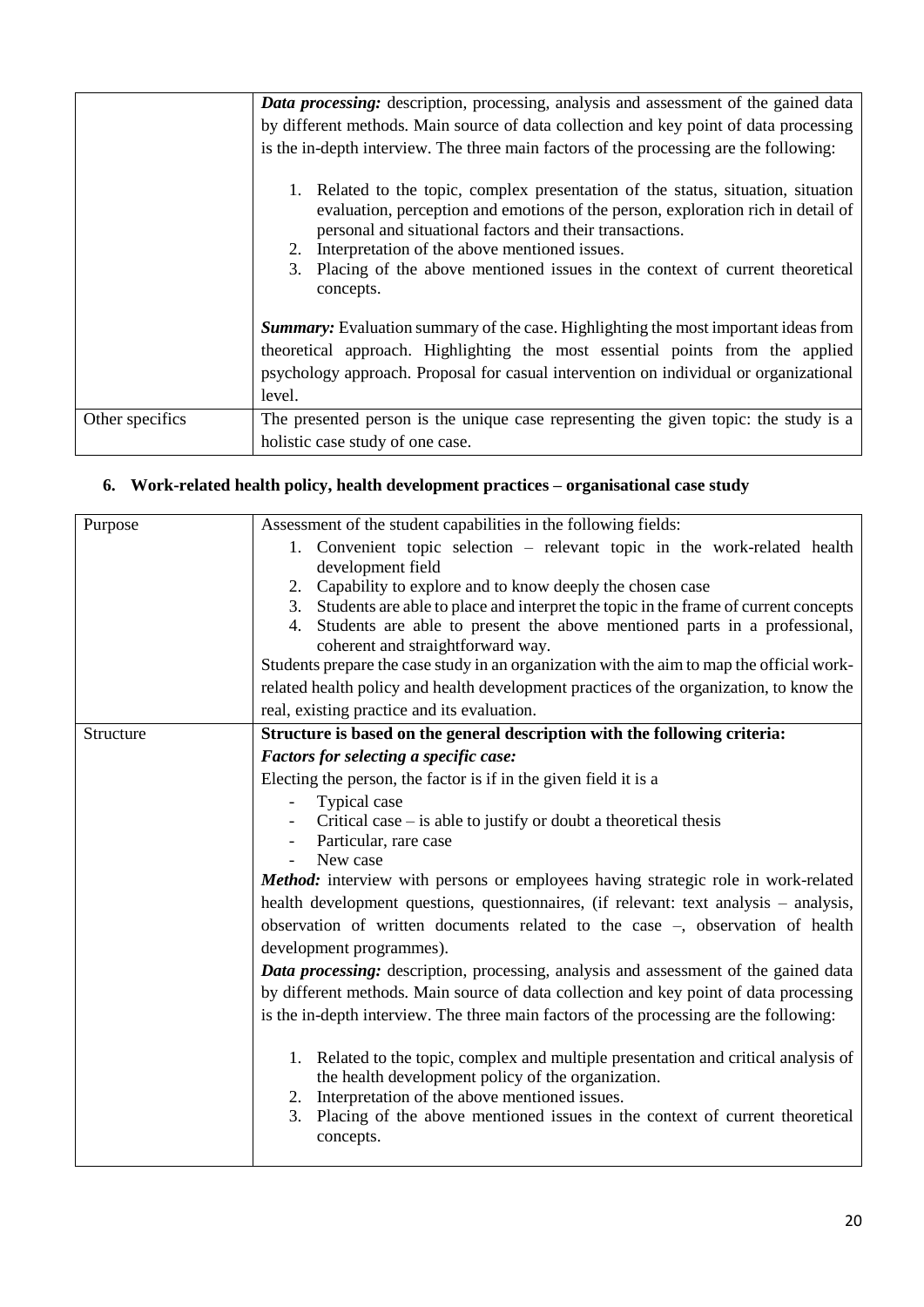| | |
|---|---|
| | ***Data processing:*** description, processing, analysis and assessment of the gained data by different methods. Main source of data collection and key point of data processing is the in-depth interview. The three main factors of the processing are the following:<br><br>1. Related to the topic, complex presentation of the status, situation, situation evaluation, perception and emotions of the person, exploration rich in detail of personal and situational factors and their transactions.<br>2. Interpretation of the above mentioned issues.<br>3. Placing of the above mentioned issues in the context of current theoretical concepts.<br><br>***Summary:*** Evaluation summary of the case. Highlighting the most important ideas from theoretical approach. Highlighting the most essential points from the applied psychology approach. Proposal for casual intervention on individual or organizational level. |
| Other specifics | The presented person is the unique case representing the given topic: the study is a holistic case study of one case. |

## 6. Work-related health policy, health development practices – organisational case study

| | |
|---|---|
| Purpose | Assessment of the student capabilities in the following fields:<br>1. Convenient topic selection – relevant topic in the work-related health development field<br>2. Capability to explore and to know deeply the chosen case<br>3. Students are able to place and interpret the topic in the frame of current concepts<br>4. Students are able to present the above mentioned parts in a professional, coherent and straightforward way.<br><br>Students prepare the case study in an organization with the aim to map the official work-related health policy and health development practices of the organization, to know the real, existing practice and its evaluation. |
| Structure | **Structure is based on the general description with the following criteria:**<br>***Factors for selecting a specific case:***<br>Electing the person, the factor is if in the given field it is a<br>- Typical case<br>- Critical case – is able to justify or doubt a theoretical thesis<br>- Particular, rare case<br>- New case<br><br>***Method:*** interview with persons or employees having strategic role in work-related health development questions, questionnaires, (if relevant: text analysis – analysis, observation of written documents related to the case –, observation of health development programmes).<br><br>***Data processing:*** description, processing, analysis and assessment of the gained data by different methods. Main source of data collection and key point of data processing is the in-depth interview. The three main factors of the processing are the following:<br><br>1. Related to the topic, complex and multiple presentation and critical analysis of the health development policy of the organization.<br>2. Interpretation of the above mentioned issues.<br>3. Placing of the above mentioned issues in the context of current theoretical concepts. |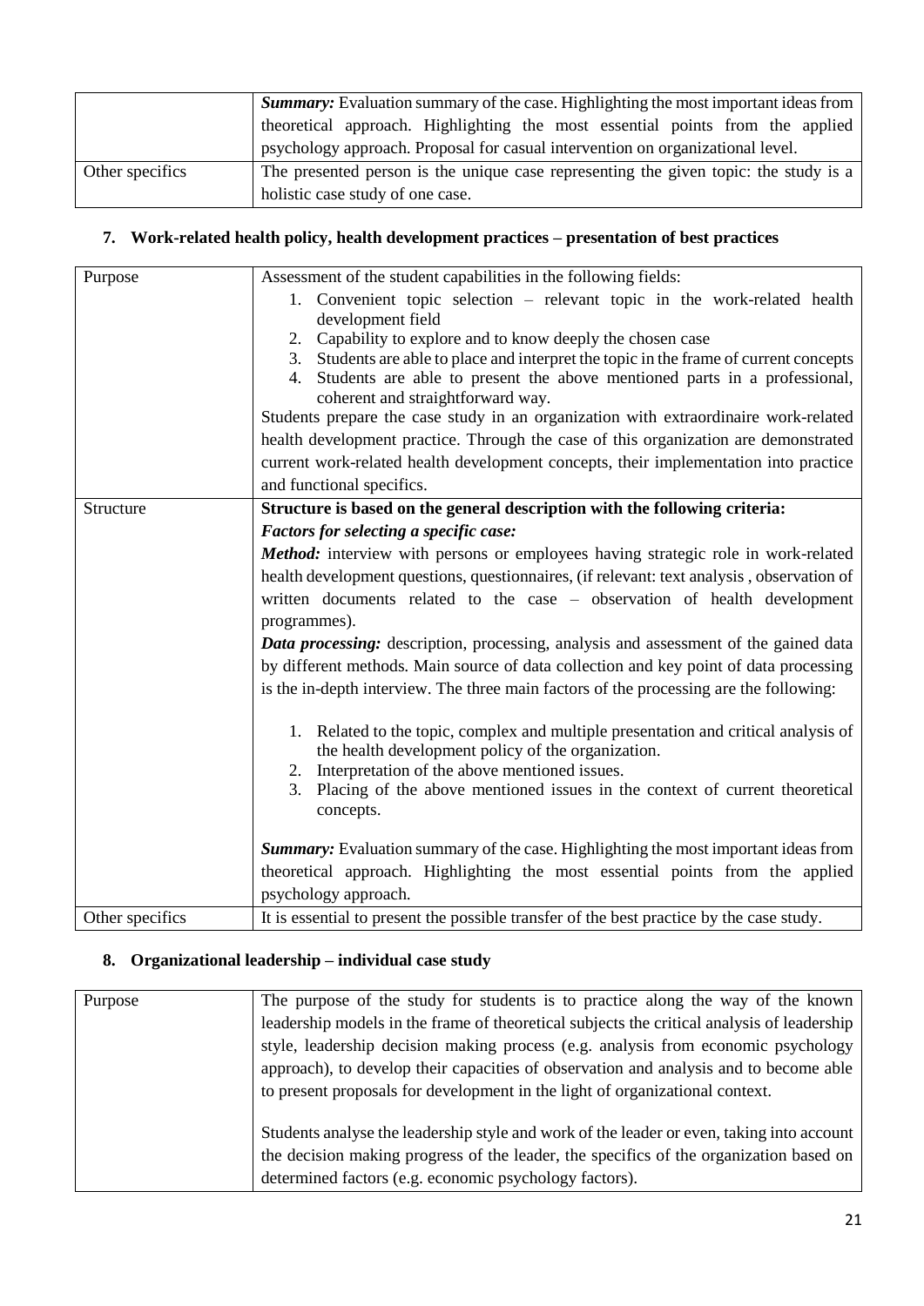| | |
|---|---|
| | ***Summary:*** Evaluation summary of the case. Highlighting the most important ideas from theoretical approach. Highlighting the most essential points from the applied psychology approach. Proposal for casual intervention on organizational level. |
| Other specifics | The presented person is the unique case representing the given topic: the study is a holistic case study of one case. |

## 7. Work-related health policy, health development practices – presentation of best practices

| | |
|---|---|
| Purpose | Assessment of the student capabilities in the following fields:<br>1. Convenient topic selection – relevant topic in the work-related health development field<br>2. Capability to explore and to know deeply the chosen case<br>3. Students are able to place and interpret the topic in the frame of current concepts<br>4. Students are able to present the above mentioned parts in a professional, coherent and straightforward way.<br>Students prepare the case study in an organization with extraordinaire work-related health development practice. Through the case of this organization are demonstrated current work-related health development concepts, their implementation into practice and functional specifics. |
| Structure | **Structure is based on the general description with the following criteria:**<br>***Factors for selecting a specific case:***<br>***Method:*** interview with persons or employees having strategic role in work-related health development questions, questionnaires, (if relevant: text analysis , observation of written documents related to the case – observation of health development programmes).<br>***Data processing:*** description, processing, analysis and assessment of the gained data by different methods. Main source of data collection and key point of data processing is the in-depth interview. The three main factors of the processing are the following:<br>1. Related to the topic, complex and multiple presentation and critical analysis of the health development policy of the organization.<br>2. Interpretation of the above mentioned issues.<br>3. Placing of the above mentioned issues in the context of current theoretical concepts.<br>***Summary:*** Evaluation summary of the case. Highlighting the most important ideas from theoretical approach. Highlighting the most essential points from the applied psychology approach. |
| Other specifics | It is essential to present the possible transfer of the best practice by the case study. |

## 8. Organizational leadership – individual case study

| | |
|---|---|
| Purpose | The purpose of the study for students is to practice along the way of the known leadership models in the frame of theoretical subjects the critical analysis of leadership style, leadership decision making process (e.g. analysis from economic psychology approach), to develop their capacities of observation and analysis and to become able to present proposals for development in the light of organizational context.<br><br>Students analyse the leadership style and work of the leader or even, taking into account the decision making progress of the leader, the specifics of the organization based on determined factors (e.g. economic psychology factors). |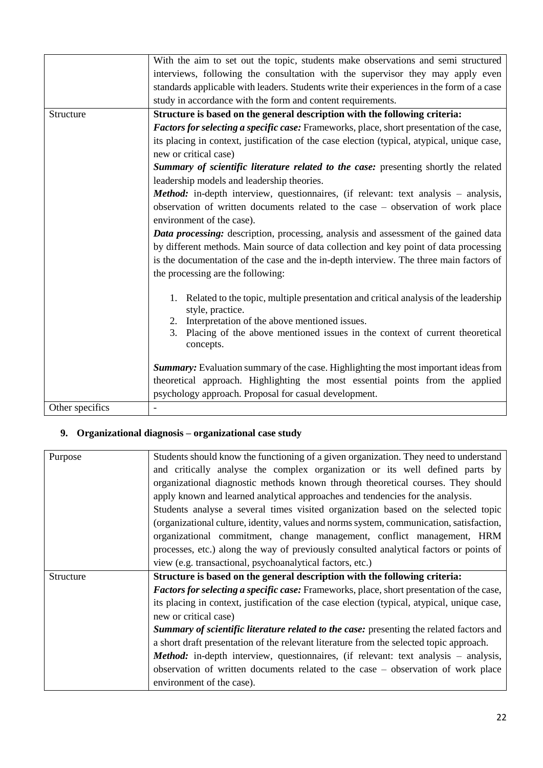| | |
|---|---|
| | With the aim to set out the topic, students make observations and semi structured interviews, following the consultation with the supervisor they may apply even standards applicable with leaders. Students write their experiences in the form of a case study in accordance with the form and content requirements. |
| Structure | **Structure is based on the general description with the following criteria:**<br>***Factors for selecting a specific case:*** Frameworks, place, short presentation of the case, its placing in context, justification of the case election (typical, atypical, unique case, new or critical case)<br>***Summary of scientific literature related to the case:*** presenting shortly the related leadership models and leadership theories.<br>***Method:*** in-depth interview, questionnaires, (if relevant: text analysis – analysis, observation of written documents related to the case – observation of work place environment of the case).<br>***Data processing:*** description, processing, analysis and assessment of the gained data by different methods. Main source of data collection and key point of data processing is the documentation of the case and the in-depth interview. The three main factors of the processing are the following:<br>1. Related to the topic, multiple presentation and critical analysis of the leadership style, practice.<br>2. Interpretation of the above mentioned issues.<br>3. Placing of the above mentioned issues in the context of current theoretical concepts.<br><br>***Summary:*** Evaluation summary of the case. Highlighting the most important ideas from theoretical approach. Highlighting the most essential points from the applied psychology approach. Proposal for casual development. |
| Other specifics | - |

## 9. Organizational diagnosis – organizational case study

| | |
|---|---|
| Purpose | Students should know the functioning of a given organization. They need to understand and critically analyse the complex organization or its well defined parts by organizational diagnostic methods known through theoretical courses. They should apply known and learned analytical approaches and tendencies for the analysis.<br>Students analyse a several times visited organization based on the selected topic (organizational culture, identity, values and norms system, communication, satisfaction, organizational commitment, change management, conflict management, HRM processes, etc.) along the way of previously consulted analytical factors or points of view (e.g. transactional, psychoanalytical factors, etc.) |
| Structure | **Structure is based on the general description with the following criteria:**<br>***Factors for selecting a specific case:*** Frameworks, place, short presentation of the case, its placing in context, justification of the case election (typical, atypical, unique case, new or critical case)<br>***Summary of scientific literature related to the case:*** presenting the related factors and a short draft presentation of the relevant literature from the selected topic approach.<br>***Method:*** in-depth interview, questionnaires, (if relevant: text analysis – analysis, observation of written documents related to the case – observation of work place environment of the case). |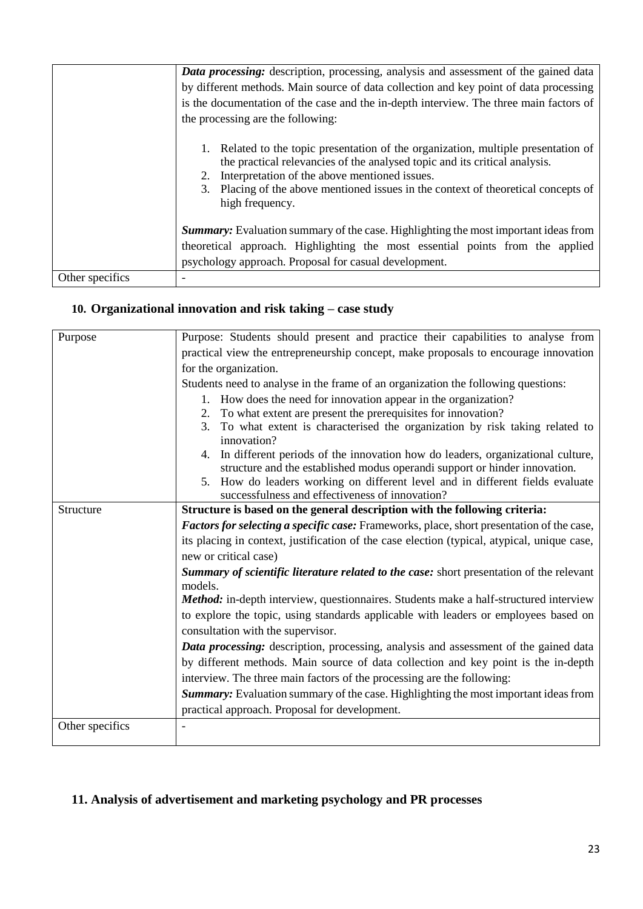| | |
|---|---|
| | ***Data processing:*** description, processing, analysis and assessment of the gained data by different methods. Main source of data collection and key point of data processing is the documentation of the case and the in-depth interview. The three main factors of the processing are the following:<br><br>1. Related to the topic presentation of the organization, multiple presentation of the practical relevancies of the analysed topic and its critical analysis.<br>2. Interpretation of the above mentioned issues.<br>3. Placing of the above mentioned issues in the context of theoretical concepts of high frequency.<br><br>***Summary:*** Evaluation summary of the case. Highlighting the most important ideas from theoretical approach. Highlighting the most essential points from the applied psychology approach. Proposal for casual development. |
| Other specifics | - |

## 10. Organizational innovation and risk taking – case study

| | |
|---|---|
| Purpose | Purpose: Students should present and practice their capabilities to analyse from practical view the entrepreneurship concept, make proposals to encourage innovation for the organization.<br>Students need to analyse in the frame of an organization the following questions:<br>1. How does the need for innovation appear in the organization?<br>2. To what extent are present the prerequisites for innovation?<br>3. To what extent is characterised the organization by risk taking related to innovation?<br>4. In different periods of the innovation how do leaders, organizational culture, structure and the established modus operandi support or hinder innovation.<br>5. How do leaders working on different level and in different fields evaluate successfulness and effectiveness of innovation? |
| Structure | **Structure is based on the general description with the following criteria:**<br>***Factors for selecting a specific case:*** Frameworks, place, short presentation of the case, its placing in context, justification of the case election (typical, atypical, unique case, new or critical case)<br>***Summary of scientific literature related to the case:*** short presentation of the relevant models.<br>***Method:*** in-depth interview, questionnaires. Students make a half-structured interview to explore the topic, using standards applicable with leaders or employees based on consultation with the supervisor.<br>***Data processing:*** description, processing, analysis and assessment of the gained data by different methods. Main source of data collection and key point is the in-depth interview. The three main factors of the processing are the following:<br>***Summary:*** Evaluation summary of the case. Highlighting the most important ideas from practical approach. Proposal for development. |
| Other specifics | - |

## 11. Analysis of advertisement and marketing psychology and PR processes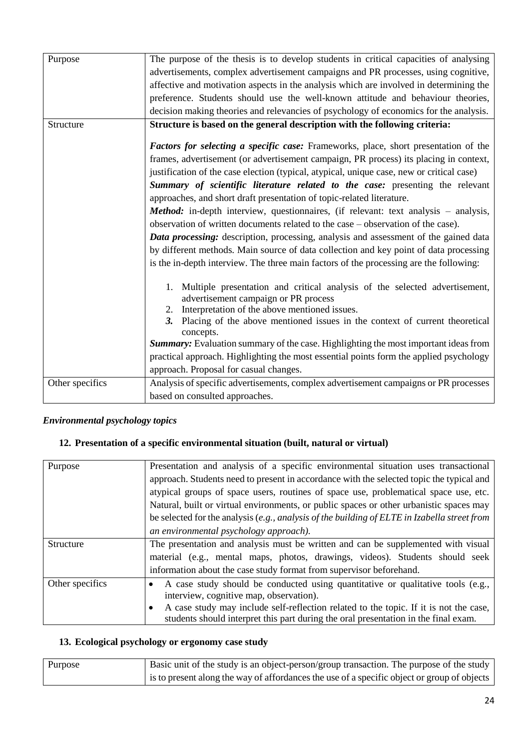| Purpose | The purpose of the thesis is to develop students in critical capacities of analysing advertisements, complex advertisement campaigns and PR processes, using cognitive, affective and motivation aspects in the analysis which are involved in determining the preference. Students should use the well-known attitude and behaviour theories, decision making theories and relevancies of psychology of economics for the analysis. |
|---|---|
| Structure | **Structure is based on the general description with the following criteria:** <br><br> ***Factors for selecting a specific case:*** Frameworks, place, short presentation of the frames, advertisement (or advertisement campaign, PR process) its placing in context, justification of the case election (typical, atypical, unique case, new or critical case) <br> ***Summary of scientific literature related to the case:*** presenting the relevant approaches, and short draft presentation of topic-related literature. <br> ***Method:*** in-depth interview, questionnaires, (if relevant: text analysis – analysis, observation of written documents related to the case – observation of the case). <br> ***Data processing:*** description, processing, analysis and assessment of the gained data by different methods. Main source of data collection and key point of data processing is the in-depth interview. The three main factors of the processing are the following: <br><br> 1. Multiple presentation and critical analysis of the selected advertisement, advertisement campaign or PR process <br> 2. Interpretation of the above mentioned issues. <br> ***3.*** Placing of the above mentioned issues in the context of current theoretical concepts. <br> ***Summary:*** Evaluation summary of the case. Highlighting the most important ideas from practical approach. Highlighting the most essential points form the applied psychology approach. Proposal for casual changes. |
| Other specifics | Analysis of specific advertisements, complex advertisement campaigns or PR processes based on consulted approaches. |

### *Environmental psychology topics*

#### 12. Presentation of a specific environmental situation (built, natural or virtual)

| Purpose | Presentation and analysis of a specific environmental situation uses transactional approach. Students need to present in accordance with the selected topic the typical and atypical groups of space users, routines of space use, problematical space use, etc. Natural, built or virtual environments, or public spaces or other urbanistic spaces may be selected for the analysis (*e.g., analysis of the building of ELTE in Izabella street from an environmental psychology approach).* |
|---|---|
| Structure | The presentation and analysis must be written and can be supplemented with visual material (e.g., mental maps, photos, drawings, videos). Students should seek information about the case study format from supervisor beforehand. |
| Other specifics | • A case study should be conducted using quantitative or qualitative tools (e.g., interview, cognitive map, observation). <br> • A case study may include self-reflection related to the topic. If it is not the case, students should interpret this part during the oral presentation in the final exam. |

#### 13. Ecological psychology or ergonomy case study

| Purpose | Basic unit of the study is an object-person/group transaction. The purpose of the study is to present along the way of affordances the use of a specific object or group of objects |
|---|---|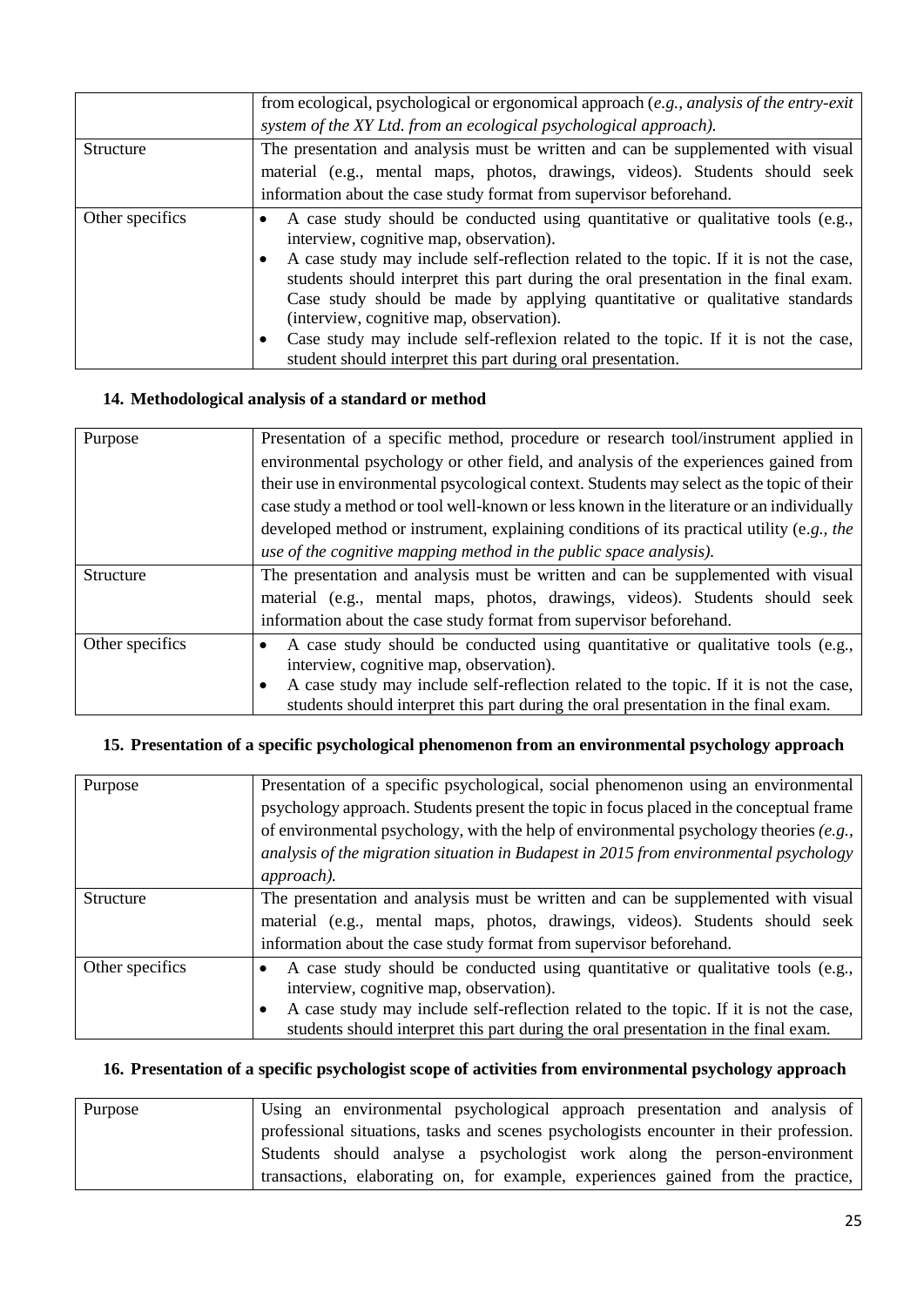| | |
|---|---|
| | from ecological, psychological or ergonomical approach (*e.g., analysis of the entry-exit system of the XY Ltd. from an ecological psychological approach).* |
| Structure | The presentation and analysis must be written and can be supplemented with visual material (e.g., mental maps, photos, drawings, videos). Students should seek information about the case study format from supervisor beforehand. |
| Other specifics | • A case study should be conducted using quantitative or qualitative tools (e.g., interview, cognitive map, observation).<br>• A case study may include self-reflection related to the topic. If it is not the case, students should interpret this part during the oral presentation in the final exam. Case study should be made by applying quantitative or qualitative standards (interview, cognitive map, observation).<br>• Case study may include self-reflexion related to the topic. If it is not the case, student should interpret this part during oral presentation. |

### 14. Methodological analysis of a standard or method

| | |
|---|---|
| Purpose | Presentation of a specific method, procedure or research tool/instrument applied in environmental psychology or other field, and analysis of the experiences gained from their use in environmental psycological context. Students may select as the topic of their case study a method or tool well-known or less known in the literature or an individually developed method or instrument, explaining conditions of its practical utility (e*.g., the use of the cognitive mapping method in the public space analysis).* |
| Structure | The presentation and analysis must be written and can be supplemented with visual material (e.g., mental maps, photos, drawings, videos). Students should seek information about the case study format from supervisor beforehand. |
| Other specifics | • A case study should be conducted using quantitative or qualitative tools (e.g., interview, cognitive map, observation).<br>• A case study may include self-reflection related to the topic. If it is not the case, students should interpret this part during the oral presentation in the final exam. |

### 15. Presentation of a specific psychological phenomenon from an environmental psychology approach

| | |
|---|---|
| Purpose | Presentation of a specific psychological, social phenomenon using an environmental psychology approach. Students present the topic in focus placed in the conceptual frame of environmental psychology, with the help of environmental psychology theories *(e.g., analysis of the migration situation in Budapest in 2015 from environmental psychology approach).* |
| Structure | The presentation and analysis must be written and can be supplemented with visual material (e.g., mental maps, photos, drawings, videos). Students should seek information about the case study format from supervisor beforehand. |
| Other specifics | • A case study should be conducted using quantitative or qualitative tools (e.g., interview, cognitive map, observation).<br>• A case study may include self-reflection related to the topic. If it is not the case, students should interpret this part during the oral presentation in the final exam. |

### 16. Presentation of a specific psychologist scope of activities from environmental psychology approach

| | |
|---|---|
| Purpose | Using an environmental psychological approach presentation and analysis of professional situations, tasks and scenes psychologists encounter in their profession. Students should analyse a psychologist work along the person-environment transactions, elaborating on, for example, experiences gained from the practice, |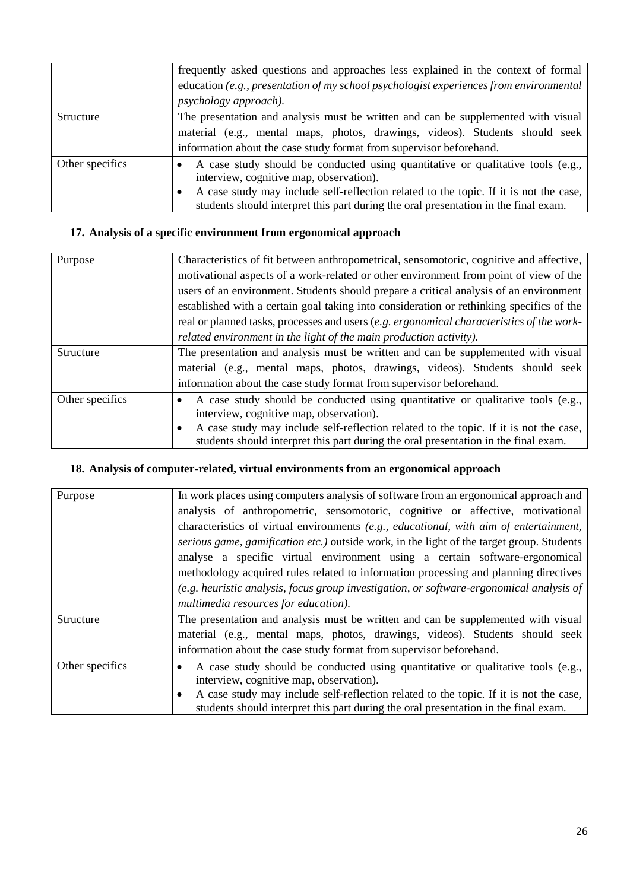| | |
|---|---|
| | frequently asked questions and approaches less explained in the context of formal education *(e.g., presentation of my school psychologist experiences from environmental psychology approach).* |
| Structure | The presentation and analysis must be written and can be supplemented with visual material (e.g., mental maps, photos, drawings, videos). Students should seek information about the case study format from supervisor beforehand. |
| Other specifics | • A case study should be conducted using quantitative or qualitative tools (e.g., interview, cognitive map, observation).<br>• A case study may include self-reflection related to the topic. If it is not the case, students should interpret this part during the oral presentation in the final exam. |

### 17. Analysis of a specific environment from ergonomical approach

| | |
|---|---|
| Purpose | Characteristics of fit between anthropometrical, sensomotoric, cognitive and affective, motivational aspects of a work-related or other environment from point of view of the users of an environment. Students should prepare a critical analysis of an environment established with a certain goal taking into consideration or rethinking specifics of the real or planned tasks, processes and users (*e.g. ergonomical characteristics of the work-related environment in the light of the main production activity).* |
| Structure | The presentation and analysis must be written and can be supplemented with visual material (e.g., mental maps, photos, drawings, videos). Students should seek information about the case study format from supervisor beforehand. |
| Other specifics | • A case study should be conducted using quantitative or qualitative tools (e.g., interview, cognitive map, observation).<br>• A case study may include self-reflection related to the topic. If it is not the case, students should interpret this part during the oral presentation in the final exam. |

### 18. Analysis of computer-related, virtual environments from an ergonomical approach

| | |
|---|---|
| Purpose | In work places using computers analysis of software from an ergonomical approach and analysis of anthropometric, sensomotoric, cognitive or affective, motivational characteristics of virtual environments *(e.g., educational, with aim of entertainment, serious game, gamification etc.)* outside work, in the light of the target group. Students analyse a specific virtual environment using a certain software-ergonomical methodology acquired rules related to information processing and planning directives *(e.g. heuristic analysis, focus group investigation, or software-ergonomical analysis of multimedia resources for education).* |
| Structure | The presentation and analysis must be written and can be supplemented with visual material (e.g., mental maps, photos, drawings, videos). Students should seek information about the case study format from supervisor beforehand. |
| Other specifics | • A case study should be conducted using quantitative or qualitative tools (e.g., interview, cognitive map, observation).<br>• A case study may include self-reflection related to the topic. If it is not the case, students should interpret this part during the oral presentation in the final exam. |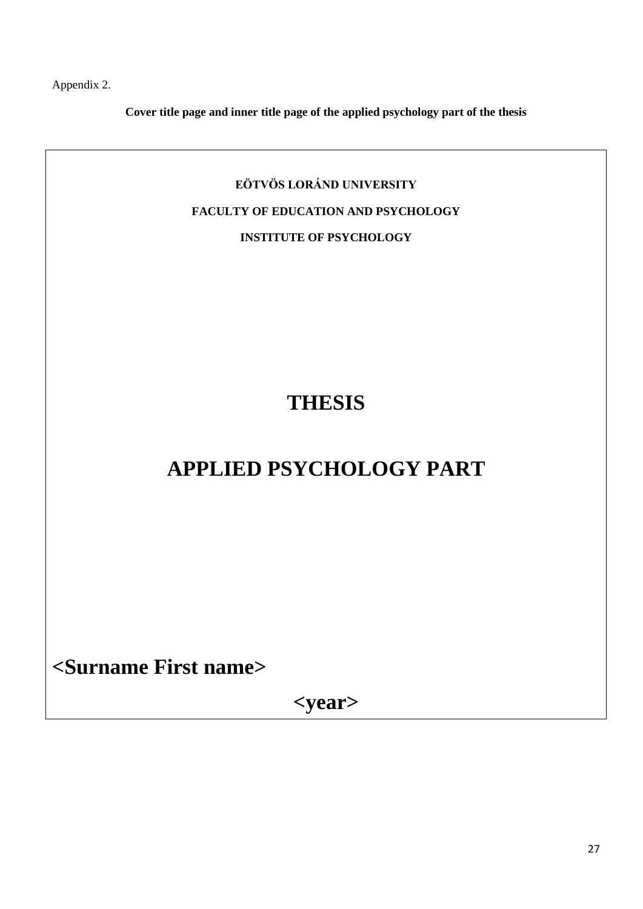Appendix 2.

**Cover title page and inner title page of the applied psychology part of the thesis**

**EÖTVÖS LORÁND UNIVERSITY**

**FACULTY OF EDUCATION AND PSYCHOLOGY**

**INSTITUTE OF PSYCHOLOGY**

# THESIS

# APPLIED PSYCHOLOGY PART

**<Surname First name>**

**<year>**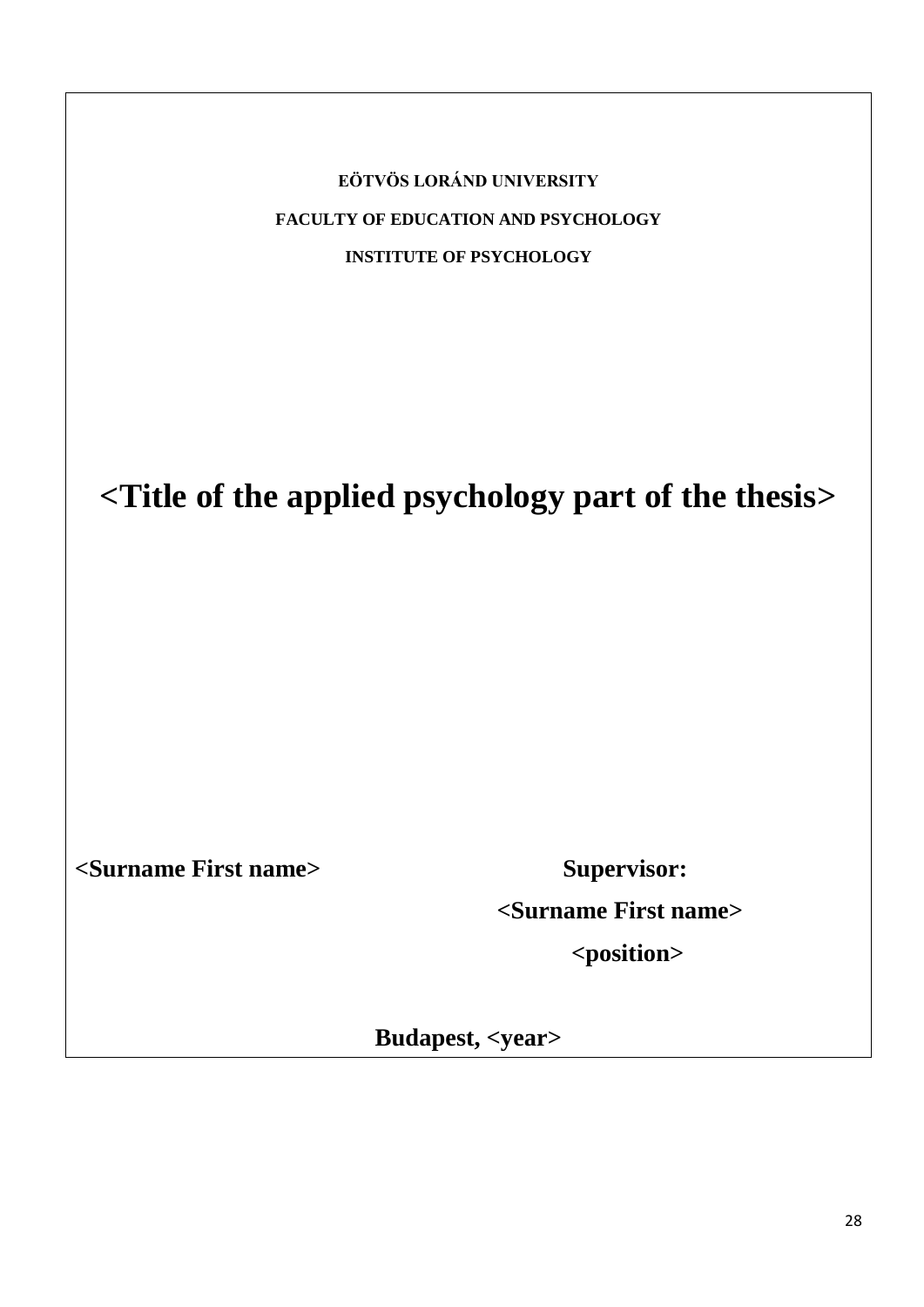**EÖTVÖS LORÁND UNIVERSITY**

**FACULTY OF EDUCATION AND PSYCHOLOGY**

**INSTITUTE OF PSYCHOLOGY**

# <Title of the applied psychology part of the thesis>

**<Surname First name>**

**Supervisor:**

**<Surname First name>**

**<position>**

**Budapest, <year>**